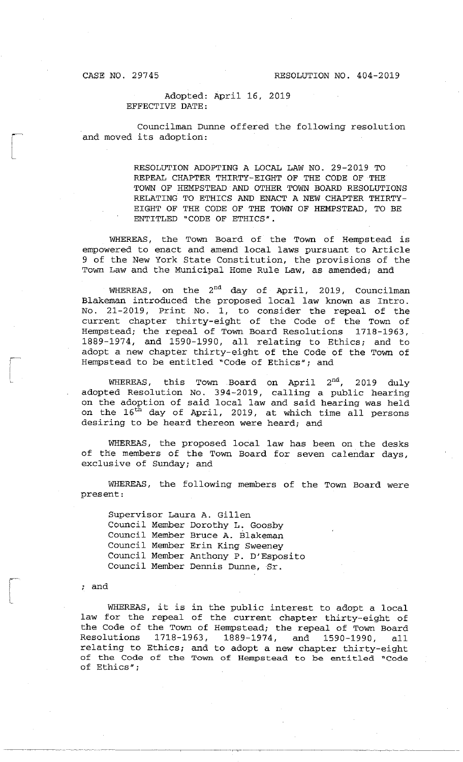CASE NO. 29745 RESOLUTION NO. 404-2019

Adopted: April 16, 2019
EFFECTIVE DATE:

Councilman Dunne offered the following resolution and moved its adoption:

RESOLUTION ADOPTING A LOCAL LAW NO. 29-2019 TO REPEAL CHAPTER THIRTY-EIGHT OF THE CODE OF THE TOWN OF HEMPSTEAD AND OTHER TOWN BOARD RESOLUTIONS RELATING TO ETHICS AND ENACT A NEW CHAPTER THIRTY-EIGHT OF THE CODE OF THE TOWN OF HEMPSTEAD, TO BE ENTITLED "CODE OF ETHICS".

WHEREAS, the Town Board of the Town of Hempstead is empowered to enact and amend local laws pursuant to Article 9 of the New York State Constitution, the provisions of the Town Law and the Municipal Home Rule Law, as amended; and

WHEREAS, on the 2nd day of April, 2019, Councilman Blakeman introduced the proposed local law known as Intro. No. 21-2019, Print No. 1, to consider the repeal of the current chapter thirty-eight of the Code of the Town of Hempstead; the repeal of Town Board Resolutions 1718-1963, 1889-1974, and 1590-1990, all relating to Ethics; and to adopt a new chapter thirty-eight of the Code of the Town of Hempstead to be entitled "Code of Ethics"; and

WHEREAS, this Town Board on April 2nd, 2019 duly adopted Resolution No. 394-2019, calling a public hearing on the adoption of said local law and said hearing was held on the 16th day of April, 2019, at which time all persons desiring to be heard thereon were heard; and

WHEREAS, the proposed local law has been on the desks of the members of the Town Board for seven calendar days, exclusive of Sunday; and

WHEREAS, the following members of the Town Board were present:

Supervisor Laura A. Gillen
Council Member Dorothy L. Goosby
Council Member Bruce A. Blakeman
Council Member Erin King Sweeney
Council Member Anthony P. D'Esposito
Council Member Dennis Dunne, Sr.

; and

WHEREAS, it is in the public interest to adopt a local law for the repeal of the current chapter thirty-eight of the Code of the Town of Hempstead; the repeal of Town Board Resolutions 1718-1963, 1889-1974, and 1590-1990, all relating to Ethics; and to adopt a new chapter thirty-eight of the Code of the Town of Hempstead to be entitled "Code of Ethics";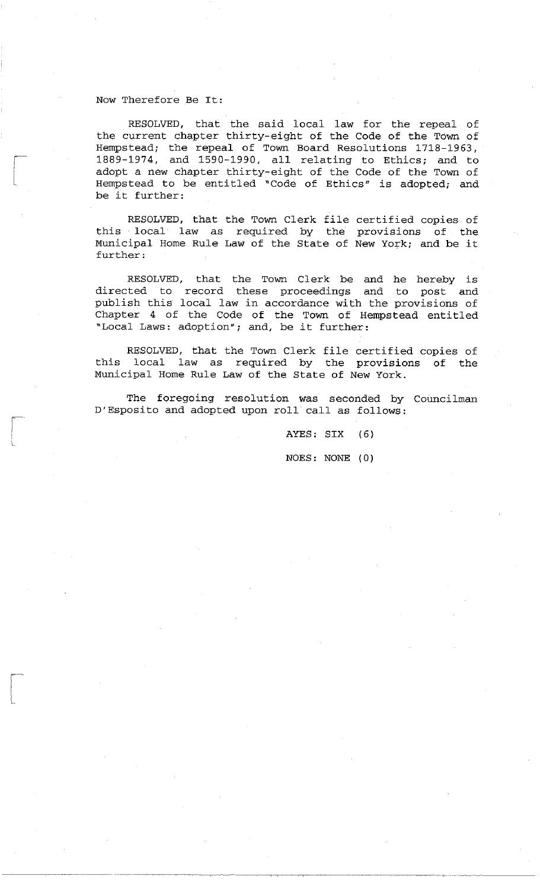Now Therefore Be It:

RESOLVED, that the said local law for the repeal of the current chapter thirty-eight of the Code of the Town of Hempstead; the repeal of Town Board Resolutions 1718-1963, 1889-1974, and 1590-1990, all relating to Ethics; and to adopt a new chapter thirty-eight of the Code of the Town of Hempstead to be entitled "Code of Ethics" is adopted; and be it further:

RESOLVED, that the Town Clerk file certified copies of this local law as required by the provisions of the Municipal Home Rule Law of the State of New York; and be it further:

RESOLVED, that the Town Clerk be and he hereby is directed to record these proceedings and to post and publish this local law in accordance with the provisions of Chapter 4 of the Code of the Town of Hempstead entitled "Local Laws: adoption"; and, be it further:

RESOLVED, that the Town Clerk file certified copies of this local law as required by the provisions of the Municipal Home Rule Law of the State of New York.

The foregoing resolution was seconded by Councilman D'Esposito and adopted upon roll call as follows:

AYES: SIX (6)

NOES: NONE (0)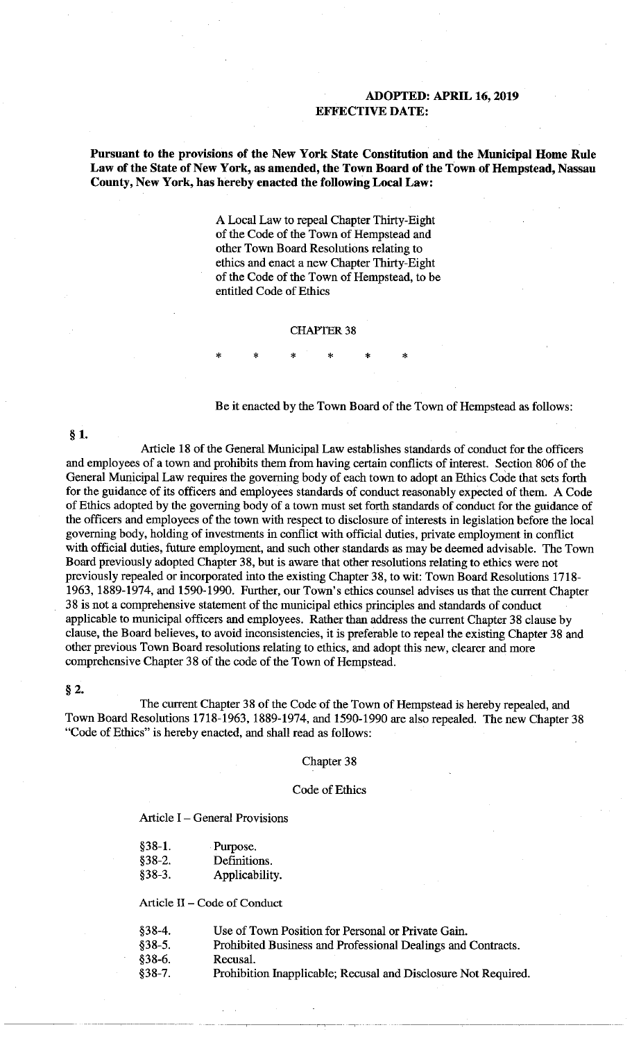**ADOPTED: APRIL 16, 2019**
**EFFECTIVE DATE:**

**Pursuant to the provisions of the New York State Constitution and the Municipal Home Rule Law of the State of New York, as amended, the Town Board of the Town of Hempstead, Nassau County, New York, has hereby enacted the following Local Law:**

A Local Law to repeal Chapter Thirty-Eight of the Code of the Town of Hempstead and other Town Board Resolutions relating to ethics and enact a new Chapter Thirty-Eight of the Code of the Town of Hempstead, to be entitled Code of Ethics

CHAPTER 38

\* \* \* \* \* \*

Be it enacted by the Town Board of the Town of Hempstead as follows:

**§ 1.**

Article 18 of the General Municipal Law establishes standards of conduct for the officers and employees of a town and prohibits them from having certain conflicts of interest. Section 806 of the General Municipal Law requires the governing body of each town to adopt an Ethics Code that sets forth for the guidance of its officers and employees standards of conduct reasonably expected of them. A Code of Ethics adopted by the governing body of a town must set forth standards of conduct for the guidance of the officers and employees of the town with respect to disclosure of interests in legislation before the local governing body, holding of investments in conflict with official duties, private employment in conflict with official duties, future employment, and such other standards as may be deemed advisable. The Town Board previously adopted Chapter 38, but is aware that other resolutions relating to ethics were not previously repealed or incorporated into the existing Chapter 38, to wit: Town Board Resolutions 1718-1963, 1889-1974, and 1590-1990. Further, our Town's ethics counsel advises us that the current Chapter 38 is not a comprehensive statement of the municipal ethics principles and standards of conduct applicable to municipal officers and employees. Rather than address the current Chapter 38 clause by clause, the Board believes, to avoid inconsistencies, it is preferable to repeal the existing Chapter 38 and other previous Town Board resolutions relating to ethics, and adopt this new, clearer and more comprehensive Chapter 38 of the code of the Town of Hempstead.

**§ 2.**

The current Chapter 38 of the Code of the Town of Hempstead is hereby repealed, and Town Board Resolutions 1718-1963, 1889-1974, and 1590-1990 are also repealed. The new Chapter 38 "Code of Ethics" is hereby enacted, and shall read as follows:

Chapter 38

Code of Ethics

Article I – General Provisions

§38-1. Purpose.
§38-2. Definitions.
§38-3. Applicability.

Article II – Code of Conduct

§38-4. Use of Town Position for Personal or Private Gain.
§38-5. Prohibited Business and Professional Dealings and Contracts.
§38-6. Recusal.
§38-7. Prohibition Inapplicable; Recusal and Disclosure Not Required.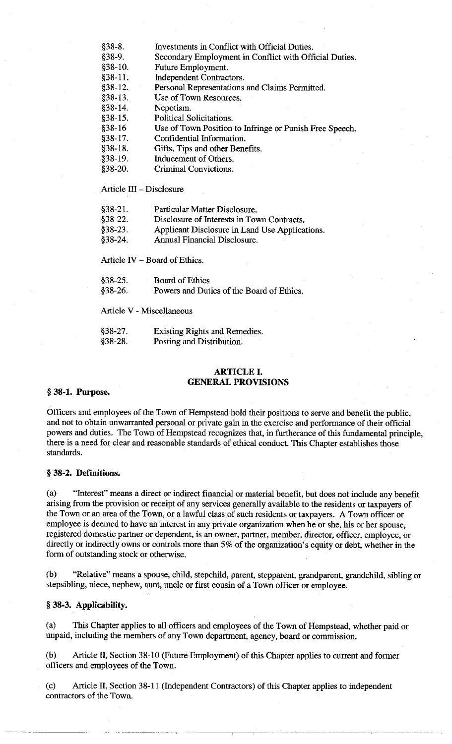§38-8. Investments in Conflict with Official Duties.
§38-9. Secondary Employment in Conflict with Official Duties.
§38-10. Future Employment.
§38-11. Independent Contractors.
§38-12. Personal Representations and Claims Permitted.
§38-13. Use of Town Resources.
§38-14. Nepotism.
§38-15. Political Solicitations.
§38-16 Use of Town Position to Infringe or Punish Free Speech.
§38-17. Confidential Information.
§38-18. Gifts, Tips and other Benefits.
§38-19. Inducement of Others.
§38-20. Criminal Convictions.

Article III – Disclosure

§38-21. Particular Matter Disclosure.
§38-22. Disclosure of Interests in Town Contracts.
§38-23. Applicant Disclosure in Land Use Applications.
§38-24. Annual Financial Disclosure.

Article IV – Board of Ethics.

§38-25. Board of Ethics
§38-26. Powers and Duties of the Board of Ethics.

Article V - Miscellaneous

§38-27. Existing Rights and Remedies.
§38-28. Posting and Distribution.

## ARTICLE I.
## GENERAL PROVISIONS

### § 38-1. Purpose.

Officers and employees of the Town of Hempstead hold their positions to serve and benefit the public, and not to obtain unwarranted personal or private gain in the exercise and performance of their official powers and duties. The Town of Hempstead recognizes that, in furtherance of this fundamental principle, there is a need for clear and reasonable standards of ethical conduct. This Chapter establishes those standards.

### § 38-2. Definitions.

(a) "Interest" means a direct or indirect financial or material benefit, but does not include any benefit arising from the provision or receipt of any services generally available to the residents or taxpayers of the Town or an area of the Town, or a lawful class of such residents or taxpayers. A Town officer or employee is deemed to have an interest in any private organization when he or she, his or her spouse, registered domestic partner or dependent, is an owner, partner, member, director, officer, employee, or directly or indirectly owns or controls more than 5% of the organization's equity or debt, whether in the form of outstanding stock or otherwise.

(b) "Relative" means a spouse, child, stepchild, parent, stepparent, grandparent, grandchild, sibling or stepsibling, niece, nephew, aunt, uncle or first cousin of a Town officer or employee.

### § 38-3. Applicability.

(a) This Chapter applies to all officers and employees of the Town of Hempstead, whether paid or unpaid, including the members of any Town department, agency, board or commission.

(b) Article II, Section 38-10 (Future Employment) of this Chapter applies to current and former officers and employees of the Town.

(c) Article II, Section 38-11 (Independent Contractors) of this Chapter applies to independent contractors of the Town.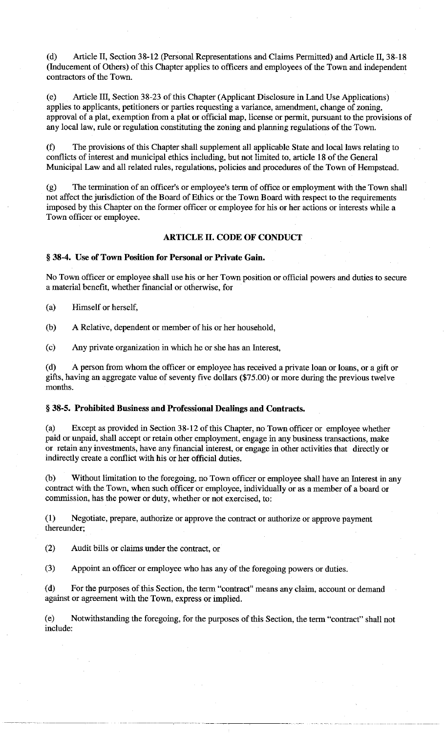(d) Article II, Section 38-12 (Personal Representations and Claims Permitted) and Article II, 38-18 (Inducement of Others) of this Chapter applies to officers and employees of the Town and independent contractors of the Town.

(e) Article III, Section 38-23 of this Chapter (Applicant Disclosure in Land Use Applications) applies to applicants, petitioners or parties requesting a variance, amendment, change of zoning, approval of a plat, exemption from a plat or official map, license or permit, pursuant to the provisions of any local law, rule or regulation constituting the zoning and planning regulations of the Town.

(f) The provisions of this Chapter shall supplement all applicable State and local laws relating to conflicts of interest and municipal ethics including, but not limited to, article 18 of the General Municipal Law and all related rules, regulations, policies and procedures of the Town of Hempstead.

(g) The termination of an officer's or employee's term of office or employment with the Town shall not affect the jurisdiction of the Board of Ethics or the Town Board with respect to the requirements imposed by this Chapter on the former officer or employee for his or her actions or interests while a Town officer or employee.

## ARTICLE II. CODE OF CONDUCT

### § 38-4. Use of Town Position for Personal or Private Gain.

No Town officer or employee shall use his or her Town position or official powers and duties to secure a material benefit, whether financial or otherwise, for

(a) Himself or herself,

(b) A Relative, dependent or member of his or her household,

(c) Any private organization in which he or she has an Interest,

(d) A person from whom the officer or employee has received a private loan or loans, or a gift or gifts, having an aggregate value of seventy five dollars ($75.00) or more during the previous twelve months.

### § 38-5. Prohibited Business and Professional Dealings and Contracts.

(a) Except as provided in Section 38-12 of this Chapter, no Town officer or employee whether paid or unpaid, shall accept or retain other employment, engage in any business transactions, make or retain any investments, have any financial interest, or engage in other activities that directly or indirectly create a conflict with his or her official duties.

(b) Without limitation to the foregoing, no Town officer or employee shall have an Interest in any contract with the Town, when such officer or employee, individually or as a member of a board or commission, has the power or duty, whether or not exercised, to:

(1) Negotiate, prepare, authorize or approve the contract or authorize or approve payment thereunder;

(2) Audit bills or claims under the contract, or

(3) Appoint an officer or employee who has any of the foregoing powers or duties.

(d) For the purposes of this Section, the term "contract" means any claim, account or demand against or agreement with the Town, express or implied.

(e) Notwithstanding the foregoing, for the purposes of this Section, the term "contract" shall not include: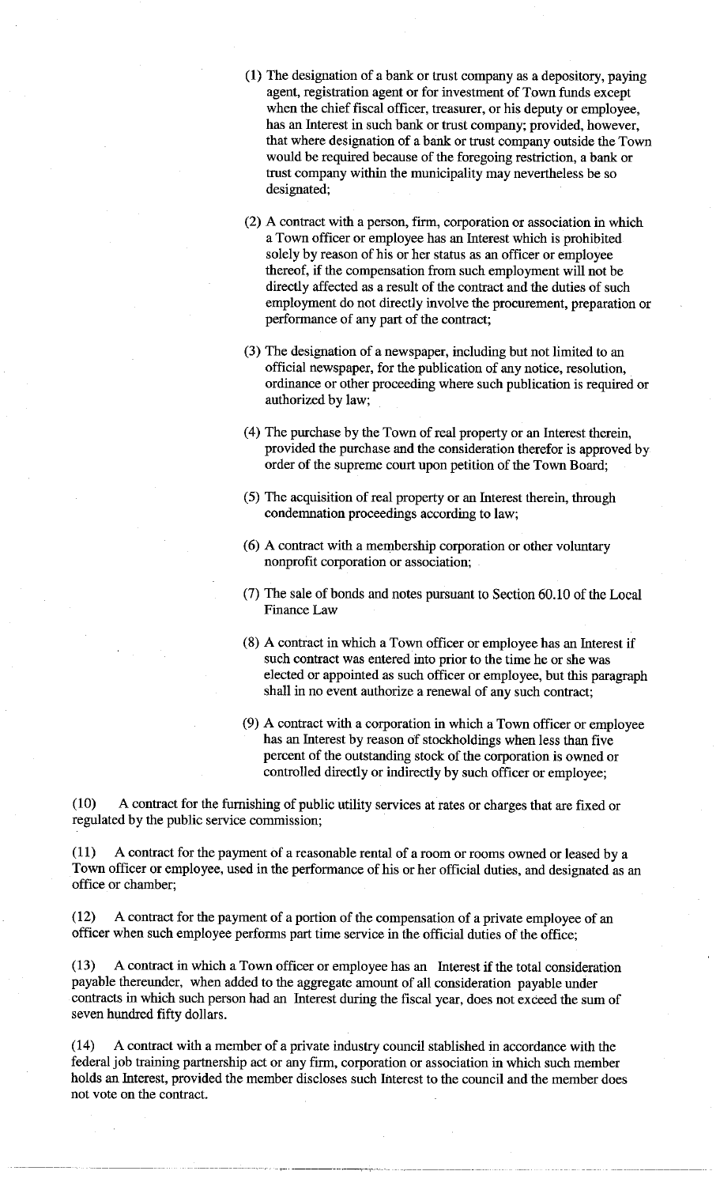(1) The designation of a bank or trust company as a depository, paying agent, registration agent or for investment of Town funds except when the chief fiscal officer, treasurer, or his deputy or employee, has an Interest in such bank or trust company; provided, however, that where designation of a bank or trust company outside the Town would be required because of the foregoing restriction, a bank or trust company within the municipality may nevertheless be so designated;

(2) A contract with a person, firm, corporation or association in which a Town officer or employee has an Interest which is prohibited solely by reason of his or her status as an officer or employee thereof, if the compensation from such employment will not be directly affected as a result of the contract and the duties of such employment do not directly involve the procurement, preparation or performance of any part of the contract;

(3) The designation of a newspaper, including but not limited to an official newspaper, for the publication of any notice, resolution, ordinance or other proceeding where such publication is required or authorized by law;

(4) The purchase by the Town of real property or an Interest therein, provided the purchase and the consideration therefor is approved by order of the supreme court upon petition of the Town Board;

(5) The acquisition of real property or an Interest therein, through condemnation proceedings according to law;

(6) A contract with a membership corporation or other voluntary nonprofit corporation or association;

(7) The sale of bonds and notes pursuant to Section 60.10 of the Local Finance Law

(8) A contract in which a Town officer or employee has an Interest if such contract was entered into prior to the time he or she was elected or appointed as such officer or employee, but this paragraph shall in no event authorize a renewal of any such contract;

(9) A contract with a corporation in which a Town officer or employee has an Interest by reason of stockholdings when less than five percent of the outstanding stock of the corporation is owned or controlled directly or indirectly by such officer or employee;

(10) A contract for the furnishing of public utility services at rates or charges that are fixed or regulated by the public service commission;

(11) A contract for the payment of a reasonable rental of a room or rooms owned or leased by a Town officer or employee, used in the performance of his or her official duties, and designated as an office or chamber;

(12) A contract for the payment of a portion of the compensation of a private employee of an officer when such employee performs part time service in the official duties of the office;

(13) A contract in which a Town officer or employee has an Interest if the total consideration payable thereunder, when added to the aggregate amount of all consideration payable under contracts in which such person had an Interest during the fiscal year, does not exceed the sum of seven hundred fifty dollars.

(14) A contract with a member of a private industry council stablished in accordance with the federal job training partnership act or any firm, corporation or association in which such member holds an Interest, provided the member discloses such Interest to the council and the member does not vote on the contract.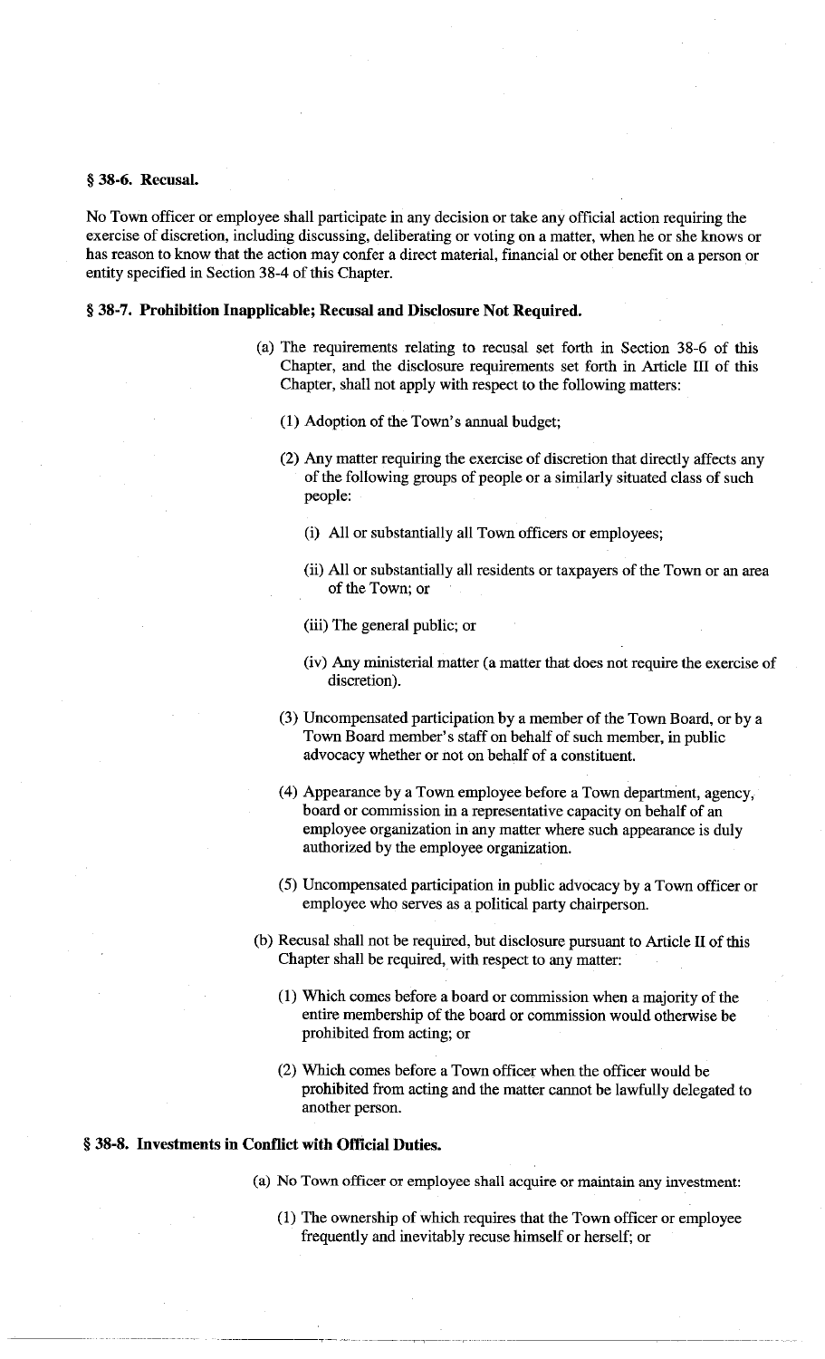### § 38-6. Recusal.

No Town officer or employee shall participate in any decision or take any official action requiring the exercise of discretion, including discussing, deliberating or voting on a matter, when he or she knows or has reason to know that the action may confer a direct material, financial or other benefit on a person or entity specified in Section 38-4 of this Chapter.

### § 38-7. Prohibition Inapplicable; Recusal and Disclosure Not Required.

(a) The requirements relating to recusal set forth in Section 38-6 of this Chapter, and the disclosure requirements set forth in Article III of this Chapter, shall not apply with respect to the following matters:

(1) Adoption of the Town's annual budget;

(2) Any matter requiring the exercise of discretion that directly affects any of the following groups of people or a similarly situated class of such people:

(i) All or substantially all Town officers or employees;

(ii) All or substantially all residents or taxpayers of the Town or an area of the Town; or

(iii) The general public; or

(iv) Any ministerial matter (a matter that does not require the exercise of discretion).

(3) Uncompensated participation by a member of the Town Board, or by a Town Board member's staff on behalf of such member, in public advocacy whether or not on behalf of a constituent.

(4) Appearance by a Town employee before a Town department, agency, board or commission in a representative capacity on behalf of an employee organization in any matter where such appearance is duly authorized by the employee organization.

(5) Uncompensated participation in public advocacy by a Town officer or employee who serves as a political party chairperson.

(b) Recusal shall not be required, but disclosure pursuant to Article II of this Chapter shall be required, with respect to any matter:

(1) Which comes before a board or commission when a majority of the entire membership of the board or commission would otherwise be prohibited from acting; or

(2) Which comes before a Town officer when the officer would be prohibited from acting and the matter cannot be lawfully delegated to another person.

### § 38-8. Investments in Conflict with Official Duties.

(a) No Town officer or employee shall acquire or maintain any investment:

(1) The ownership of which requires that the Town officer or employee frequently and inevitably recuse himself or herself; or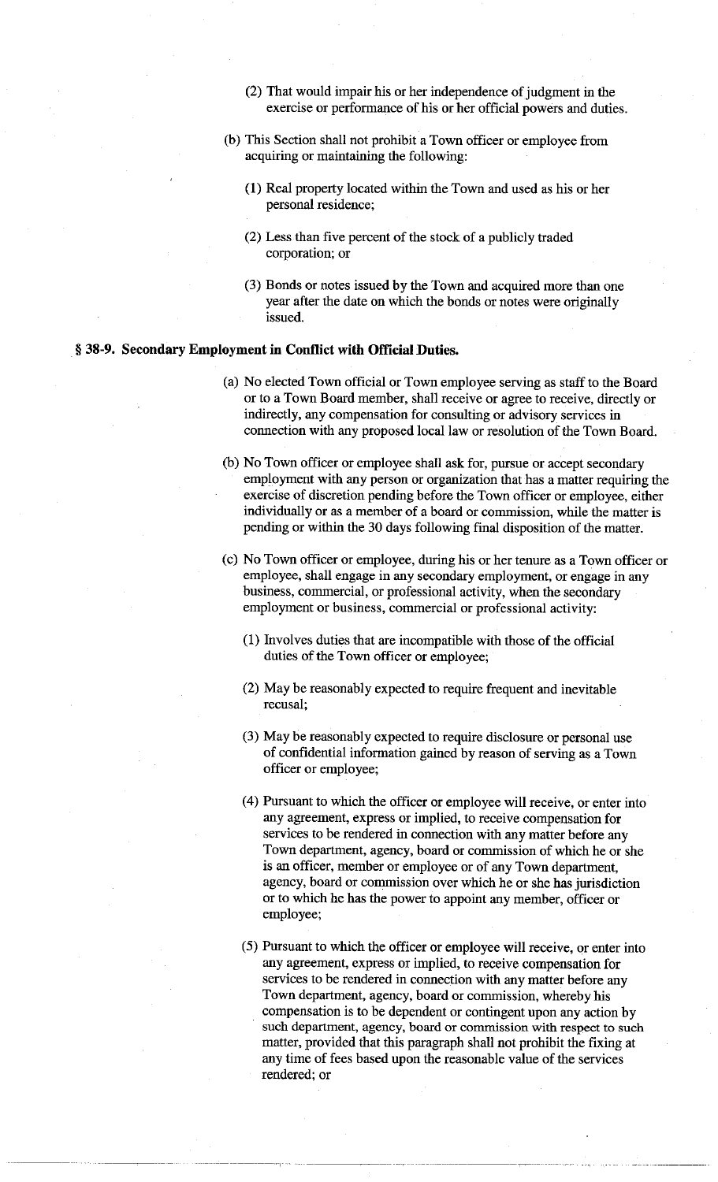(2) That would impair his or her independence of judgment in the exercise or performance of his or her official powers and duties.

(b) This Section shall not prohibit a Town officer or employee from acquiring or maintaining the following:

(1) Real property located within the Town and used as his or her personal residence;

(2) Less than five percent of the stock of a publicly traded corporation; or

(3) Bonds or notes issued by the Town and acquired more than one year after the date on which the bonds or notes were originally issued.

## § 38-9. Secondary Employment in Conflict with Official Duties.

(a) No elected Town official or Town employee serving as staff to the Board or to a Town Board member, shall receive or agree to receive, directly or indirectly, any compensation for consulting or advisory services in connection with any proposed local law or resolution of the Town Board.

(b) No Town officer or employee shall ask for, pursue or accept secondary employment with any person or organization that has a matter requiring the exercise of discretion pending before the Town officer or employee, either individually or as a member of a board or commission, while the matter is pending or within the 30 days following final disposition of the matter.

(c) No Town officer or employee, during his or her tenure as a Town officer or employee, shall engage in any secondary employment, or engage in any business, commercial, or professional activity, when the secondary employment or business, commercial or professional activity:

(1) Involves duties that are incompatible with those of the official duties of the Town officer or employee;

(2) May be reasonably expected to require frequent and inevitable recusal;

(3) May be reasonably expected to require disclosure or personal use of confidential information gained by reason of serving as a Town officer or employee;

(4) Pursuant to which the officer or employee will receive, or enter into any agreement, express or implied, to receive compensation for services to be rendered in connection with any matter before any Town department, agency, board or commission of which he or she is an officer, member or employee or of any Town department, agency, board or commission over which he or she has jurisdiction or to which he has the power to appoint any member, officer or employee;

(5) Pursuant to which the officer or employee will receive, or enter into any agreement, express or implied, to receive compensation for services to be rendered in connection with any matter before any Town department, agency, board or commission, whereby his compensation is to be dependent or contingent upon any action by such department, agency, board or commission with respect to such matter, provided that this paragraph shall not prohibit the fixing at any time of fees based upon the reasonable value of the services rendered; or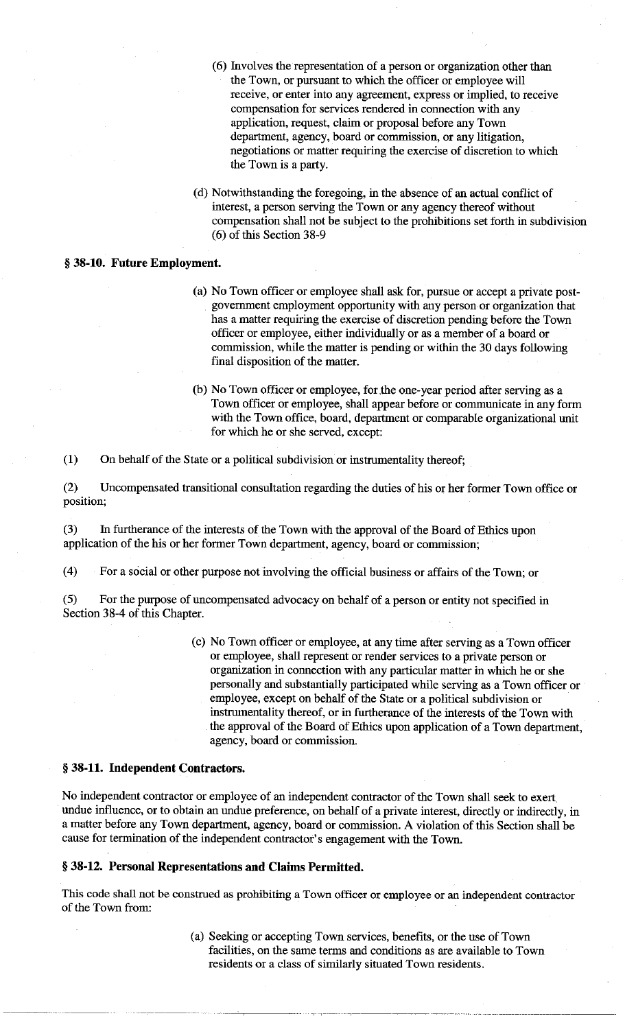(6) Involves the representation of a person or organization other than the Town, or pursuant to which the officer or employee will receive, or enter into any agreement, express or implied, to receive compensation for services rendered in connection with any application, request, claim or proposal before any Town department, agency, board or commission, or any litigation, negotiations or matter requiring the exercise of discretion to which the Town is a party.

(d) Notwithstanding the foregoing, in the absence of an actual conflict of interest, a person serving the Town or any agency thereof without compensation shall not be subject to the prohibitions set forth in subdivision (6) of this Section 38-9

### § 38-10. Future Employment.

(a) No Town officer or employee shall ask for, pursue or accept a private post-government employment opportunity with any person or organization that has a matter requiring the exercise of discretion pending before the Town officer or employee, either individually or as a member of a board or commission, while the matter is pending or within the 30 days following final disposition of the matter.

(b) No Town officer or employee, for the one-year period after serving as a Town officer or employee, shall appear before or communicate in any form with the Town office, board, department or comparable organizational unit for which he or she served, except:

(1) On behalf of the State or a political subdivision or instrumentality thereof;

(2) Uncompensated transitional consultation regarding the duties of his or her former Town office or position;

(3) In furtherance of the interests of the Town with the approval of the Board of Ethics upon application of the his or her former Town department, agency, board or commission;

(4) For a social or other purpose not involving the official business or affairs of the Town; or

(5) For the purpose of uncompensated advocacy on behalf of a person or entity not specified in Section 38-4 of this Chapter.

(c) No Town officer or employee, at any time after serving as a Town officer or employee, shall represent or render services to a private person or organization in connection with any particular matter in which he or she personally and substantially participated while serving as a Town officer or employee, except on behalf of the State or a political subdivision or instrumentality thereof, or in furtherance of the interests of the Town with the approval of the Board of Ethics upon application of a Town department, agency, board or commission.

### § 38-11. Independent Contractors.

No independent contractor or employee of an independent contractor of the Town shall seek to exert undue influence, or to obtain an undue preference, on behalf of a private interest, directly or indirectly, in a matter before any Town department, agency, board or commission. A violation of this Section shall be cause for termination of the independent contractor's engagement with the Town.

### § 38-12. Personal Representations and Claims Permitted.

This code shall not be construed as prohibiting a Town officer or employee or an independent contractor of the Town from:

(a) Seeking or accepting Town services, benefits, or the use of Town facilities, on the same terms and conditions as are available to Town residents or a class of similarly situated Town residents.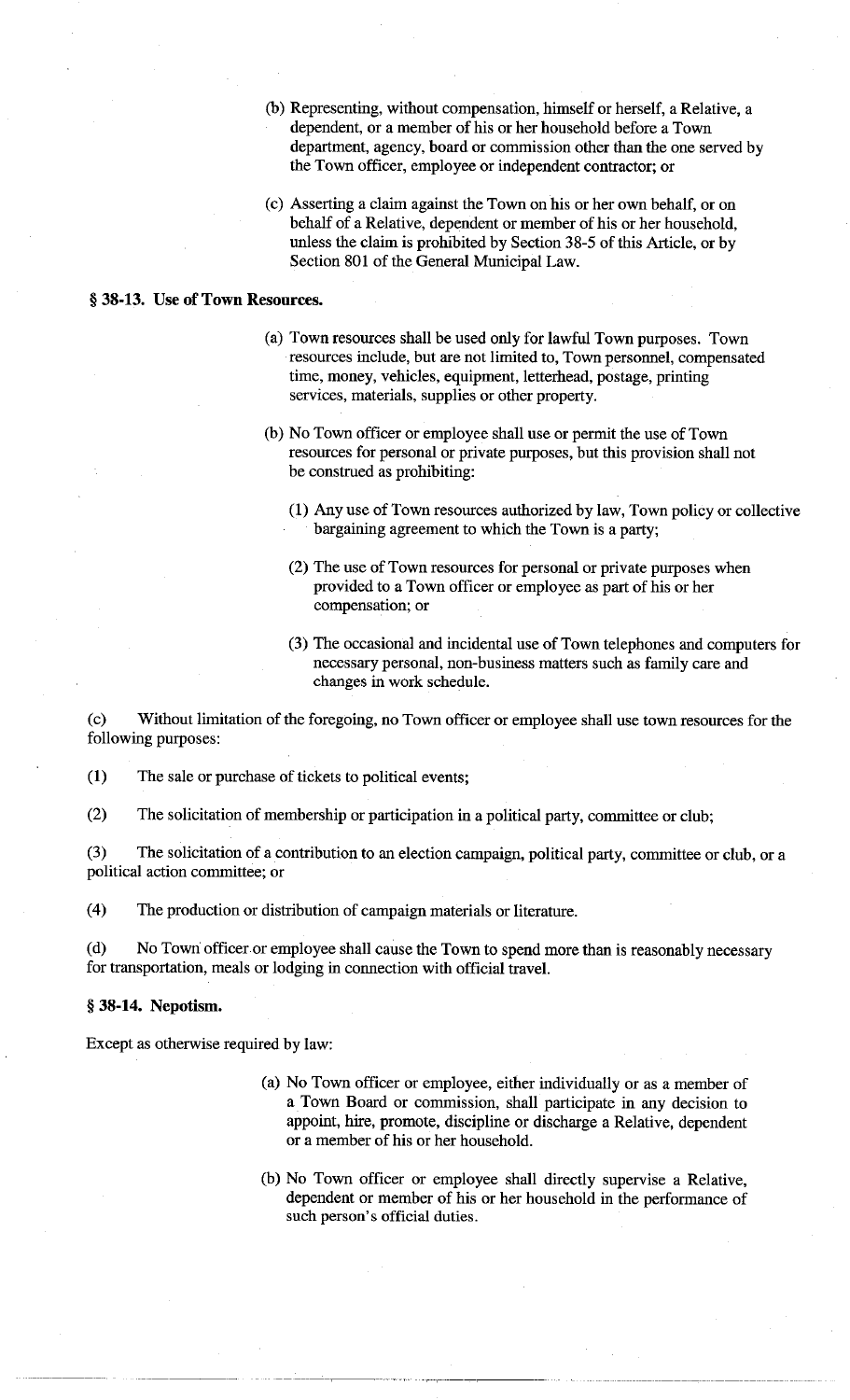(b) Representing, without compensation, himself or herself, a Relative, a dependent, or a member of his or her household before a Town department, agency, board or commission other than the one served by the Town officer, employee or independent contractor; or

(c) Asserting a claim against the Town on his or her own behalf, or on behalf of a Relative, dependent or member of his or her household, unless the claim is prohibited by Section 38-5 of this Article, or by Section 801 of the General Municipal Law.

### § 38-13. Use of Town Resources.

(a) Town resources shall be used only for lawful Town purposes. Town resources include, but are not limited to, Town personnel, compensated time, money, vehicles, equipment, letterhead, postage, printing services, materials, supplies or other property.

(b) No Town officer or employee shall use or permit the use of Town resources for personal or private purposes, but this provision shall not be construed as prohibiting:

(1) Any use of Town resources authorized by law, Town policy or collective bargaining agreement to which the Town is a party;

(2) The use of Town resources for personal or private purposes when provided to a Town officer or employee as part of his or her compensation; or

(3) The occasional and incidental use of Town telephones and computers for necessary personal, non-business matters such as family care and changes in work schedule.

(c) Without limitation of the foregoing, no Town officer or employee shall use town resources for the following purposes:

(1) The sale or purchase of tickets to political events;

(2) The solicitation of membership or participation in a political party, committee or club;

(3) The solicitation of a contribution to an election campaign, political party, committee or club, or a political action committee; or

(4) The production or distribution of campaign materials or literature.

(d) No Town officer or employee shall cause the Town to spend more than is reasonably necessary for transportation, meals or lodging in connection with official travel.

### § 38-14. Nepotism.

Except as otherwise required by law:

(a) No Town officer or employee, either individually or as a member of a Town Board or commission, shall participate in any decision to appoint, hire, promote, discipline or discharge a Relative, dependent or a member of his or her household.

(b) No Town officer or employee shall directly supervise a Relative, dependent or member of his or her household in the performance of such person's official duties.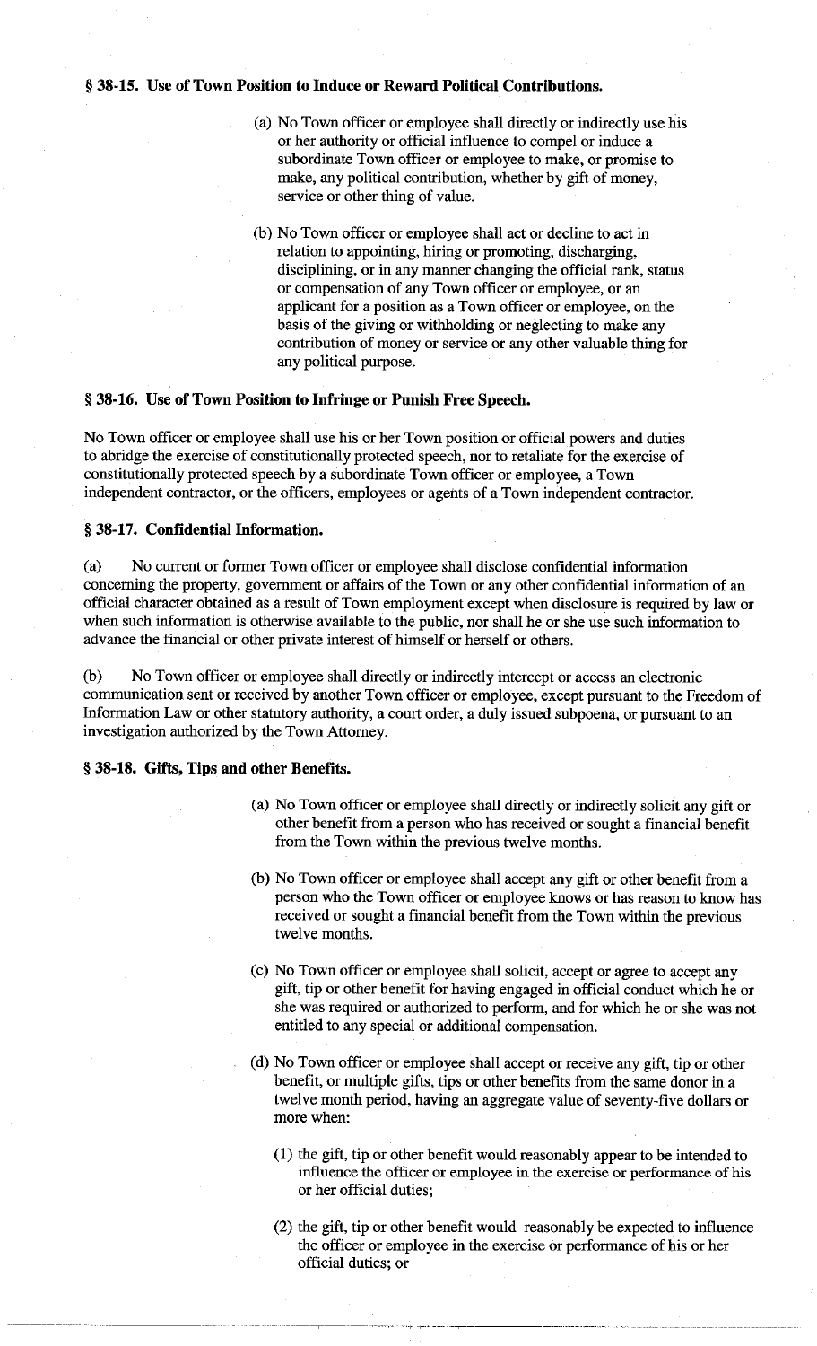### § 38-15. Use of Town Position to Induce or Reward Political Contributions.

(a) No Town officer or employee shall directly or indirectly use his or her authority or official influence to compel or induce a subordinate Town officer or employee to make, or promise to make, any political contribution, whether by gift of money, service or other thing of value.

(b) No Town officer or employee shall act or decline to act in relation to appointing, hiring or promoting, discharging, disciplining, or in any manner changing the official rank, status or compensation of any Town officer or employee, or an applicant for a position as a Town officer or employee, on the basis of the giving or withholding or neglecting to make any contribution of money or service or any other valuable thing for any political purpose.

### § 38-16. Use of Town Position to Infringe or Punish Free Speech.

No Town officer or employee shall use his or her Town position or official powers and duties to abridge the exercise of constitutionally protected speech, nor to retaliate for the exercise of constitutionally protected speech by a subordinate Town officer or employee, a Town independent contractor, or the officers, employees or agents of a Town independent contractor.

### § 38-17. Confidential Information.

(a) No current or former Town officer or employee shall disclose confidential information concerning the property, government or affairs of the Town or any other confidential information of an official character obtained as a result of Town employment except when disclosure is required by law or when such information is otherwise available to the public, nor shall he or she use such information to advance the financial or other private interest of himself or herself or others.

(b) No Town officer or employee shall directly or indirectly intercept or access an electronic communication sent or received by another Town officer or employee, except pursuant to the Freedom of Information Law or other statutory authority, a court order, a duly issued subpoena, or pursuant to an investigation authorized by the Town Attorney.

### § 38-18. Gifts, Tips and other Benefits.

(a) No Town officer or employee shall directly or indirectly solicit any gift or other benefit from a person who has received or sought a financial benefit from the Town within the previous twelve months.

(b) No Town officer or employee shall accept any gift or other benefit from a person who the Town officer or employee knows or has reason to know has received or sought a financial benefit from the Town within the previous twelve months.

(c) No Town officer or employee shall solicit, accept or agree to accept any gift, tip or other benefit for having engaged in official conduct which he or she was required or authorized to perform, and for which he or she was not entitled to any special or additional compensation.

(d) No Town officer or employee shall accept or receive any gift, tip or other benefit, or multiple gifts, tips or other benefits from the same donor in a twelve month period, having an aggregate value of seventy-five dollars or more when:

(1) the gift, tip or other benefit would reasonably appear to be intended to influence the officer or employee in the exercise or performance of his or her official duties;

(2) the gift, tip or other benefit would reasonably be expected to influence the officer or employee in the exercise or performance of his or her official duties; or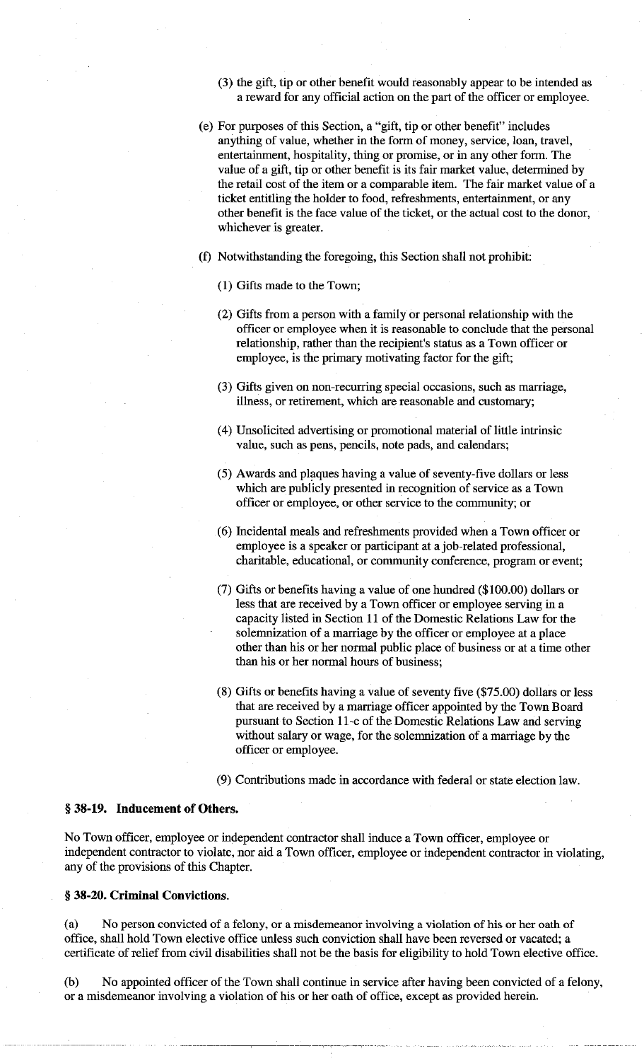(3) the gift, tip or other benefit would reasonably appear to be intended as a reward for any official action on the part of the officer or employee.

(e) For purposes of this Section, a "gift, tip or other benefit" includes anything of value, whether in the form of money, service, loan, travel, entertainment, hospitality, thing or promise, or in any other form. The value of a gift, tip or other benefit is its fair market value, determined by the retail cost of the item or a comparable item. The fair market value of a ticket entitling the holder to food, refreshments, entertainment, or any other benefit is the face value of the ticket, or the actual cost to the donor, whichever is greater.

(f) Notwithstanding the foregoing, this Section shall not prohibit:

(1) Gifts made to the Town;

(2) Gifts from a person with a family or personal relationship with the officer or employee when it is reasonable to conclude that the personal relationship, rather than the recipient's status as a Town officer or employee, is the primary motivating factor for the gift;

(3) Gifts given on non-recurring special occasions, such as marriage, illness, or retirement, which are reasonable and customary;

(4) Unsolicited advertising or promotional material of little intrinsic value, such as pens, pencils, note pads, and calendars;

(5) Awards and plaques having a value of seventy-five dollars or less which are publicly presented in recognition of service as a Town officer or employee, or other service to the community; or

(6) Incidental meals and refreshments provided when a Town officer or employee is a speaker or participant at a job-related professional, charitable, educational, or community conference, program or event;

(7) Gifts or benefits having a value of one hundred ($100.00) dollars or less that are received by a Town officer or employee serving in a capacity listed in Section 11 of the Domestic Relations Law for the solemnization of a marriage by the officer or employee at a place other than his or her normal public place of business or at a time other than his or her normal hours of business;

(8) Gifts or benefits having a value of seventy five ($75.00) dollars or less that are received by a marriage officer appointed by the Town Board pursuant to Section 11-c of the Domestic Relations Law and serving without salary or wage, for the solemnization of a marriage by the officer or employee.

(9) Contributions made in accordance with federal or state election law.

**§ 38-19. Inducement of Others.**

No Town officer, employee or independent contractor shall induce a Town officer, employee or independent contractor to violate, nor aid a Town officer, employee or independent contractor in violating, any of the provisions of this Chapter.

**§ 38-20. Criminal Convictions.**

(a) No person convicted of a felony, or a misdemeanor involving a violation of his or her oath of office, shall hold Town elective office unless such conviction shall have been reversed or vacated; a certificate of relief from civil disabilities shall not be the basis for eligibility to hold Town elective office.

(b) No appointed officer of the Town shall continue in service after having been convicted of a felony, or a misdemeanor involving a violation of his or her oath of office, except as provided herein.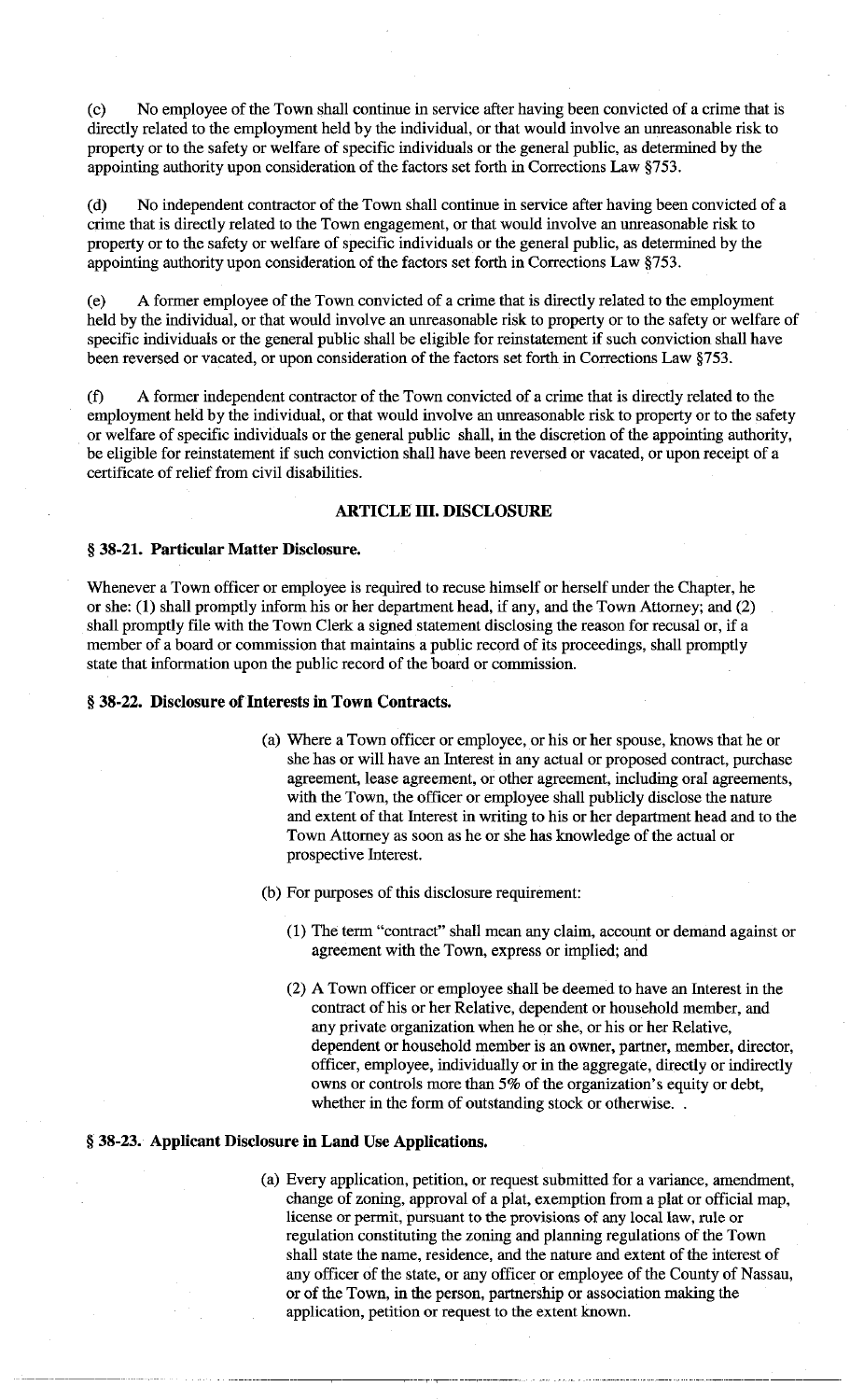(c) No employee of the Town shall continue in service after having been convicted of a crime that is directly related to the employment held by the individual, or that would involve an unreasonable risk to property or to the safety or welfare of specific individuals or the general public, as determined by the appointing authority upon consideration of the factors set forth in Corrections Law §753.

(d) No independent contractor of the Town shall continue in service after having been convicted of a crime that is directly related to the Town engagement, or that would involve an unreasonable risk to property or to the safety or welfare of specific individuals or the general public, as determined by the appointing authority upon consideration of the factors set forth in Corrections Law §753.

(e) A former employee of the Town convicted of a crime that is directly related to the employment held by the individual, or that would involve an unreasonable risk to property or to the safety or welfare of specific individuals or the general public shall be eligible for reinstatement if such conviction shall have been reversed or vacated, or upon consideration of the factors set forth in Corrections Law §753.

(f) A former independent contractor of the Town convicted of a crime that is directly related to the employment held by the individual, or that would involve an unreasonable risk to property or to the safety or welfare of specific individuals or the general public shall, in the discretion of the appointing authority, be eligible for reinstatement if such conviction shall have been reversed or vacated, or upon receipt of a certificate of relief from civil disabilities.

## ARTICLE III. DISCLOSURE

### § 38-21. Particular Matter Disclosure.

Whenever a Town officer or employee is required to recuse himself or herself under the Chapter, he or she: (1) shall promptly inform his or her department head, if any, and the Town Attorney; and (2) shall promptly file with the Town Clerk a signed statement disclosing the reason for recusal or, if a member of a board or commission that maintains a public record of its proceedings, shall promptly state that information upon the public record of the board or commission.

### § 38-22. Disclosure of Interests in Town Contracts.

(a) Where a Town officer or employee, or his or her spouse, knows that he or she has or will have an Interest in any actual or proposed contract, purchase agreement, lease agreement, or other agreement, including oral agreements, with the Town, the officer or employee shall publicly disclose the nature and extent of that Interest in writing to his or her department head and to the Town Attorney as soon as he or she has knowledge of the actual or prospective Interest.

(b) For purposes of this disclosure requirement:

(1) The term "contract" shall mean any claim, account or demand against or agreement with the Town, express or implied; and

(2) A Town officer or employee shall be deemed to have an Interest in the contract of his or her Relative, dependent or household member, and any private organization when he or she, or his or her Relative, dependent or household member is an owner, partner, member, director, officer, employee, individually or in the aggregate, directly or indirectly owns or controls more than 5% of the organization's equity or debt, whether in the form of outstanding stock or otherwise. .

### § 38-23. Applicant Disclosure in Land Use Applications.

(a) Every application, petition, or request submitted for a variance, amendment, change of zoning, approval of a plat, exemption from a plat or official map, license or permit, pursuant to the provisions of any local law, rule or regulation constituting the zoning and planning regulations of the Town shall state the name, residence, and the nature and extent of the interest of any officer of the state, or any officer or employee of the County of Nassau, or of the Town, in the person, partnership or association making the application, petition or request to the extent known.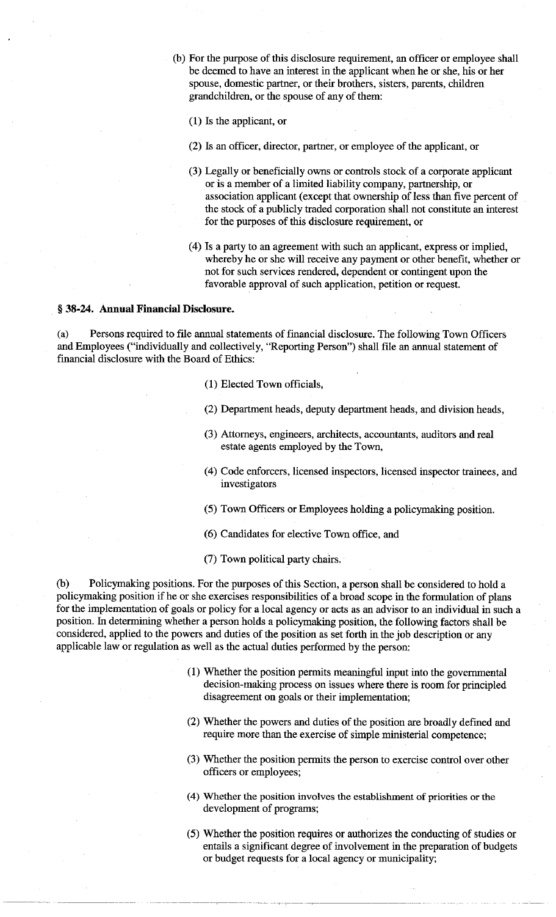(b) For the purpose of this disclosure requirement, an officer or employee shall be deemed to have an interest in the applicant when he or she, his or her spouse, domestic partner, or their brothers, sisters, parents, children grandchildren, or the spouse of any of them:

(1) Is the applicant, or

(2) Is an officer, director, partner, or employee of the applicant, or

(3) Legally or beneficially owns or controls stock of a corporate applicant or is a member of a limited liability company, partnership, or association applicant (except that ownership of less than five percent of the stock of a publicly traded corporation shall not constitute an interest for the purposes of this disclosure requirement, or

(4) Is a party to an agreement with such an applicant, express or implied, whereby he or she will receive any payment or other benefit, whether or not for such services rendered, dependent or contingent upon the favorable approval of such application, petition or request.

### § 38-24. Annual Financial Disclosure.

(a) Persons required to file annual statements of financial disclosure. The following Town Officers and Employees ("individually and collectively, "Reporting Person") shall file an annual statement of financial disclosure with the Board of Ethics:

(1) Elected Town officials,

(2) Department heads, deputy department heads, and division heads,

(3) Attorneys, engineers, architects, accountants, auditors and real estate agents employed by the Town,

(4) Code enforcers, licensed inspectors, licensed inspector trainees, and investigators

(5) Town Officers or Employees holding a policymaking position.

(6) Candidates for elective Town office, and

(7) Town political party chairs.

(b) Policymaking positions. For the purposes of this Section, a person shall be considered to hold a policymaking position if he or she exercises responsibilities of a broad scope in the formulation of plans for the implementation of goals or policy for a local agency or acts as an advisor to an individual in such a position. In determining whether a person holds a policymaking position, the following factors shall be considered, applied to the powers and duties of the position as set forth in the job description or any applicable law or regulation as well as the actual duties performed by the person:

(1) Whether the position permits meaningful input into the governmental decision-making process on issues where there is room for principled disagreement on goals or their implementation;

(2) Whether the powers and duties of the position are broadly defined and require more than the exercise of simple ministerial competence;

(3) Whether the position permits the person to exercise control over other officers or employees;

(4) Whether the position involves the establishment of priorities or the development of programs;

(5) Whether the position requires or authorizes the conducting of studies or entails a significant degree of involvement in the preparation of budgets or budget requests for a local agency or municipality;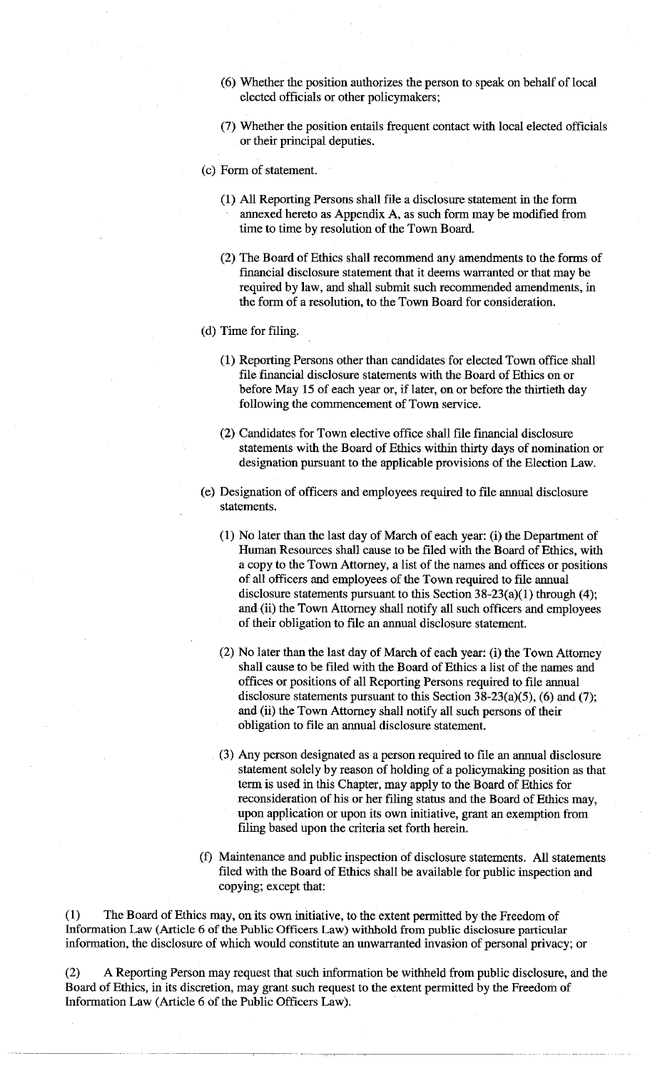(6) Whether the position authorizes the person to speak on behalf of local elected officials or other policymakers;

(7) Whether the position entails frequent contact with local elected officials or their principal deputies.

(c) Form of statement.

(1) All Reporting Persons shall file a disclosure statement in the form annexed hereto as Appendix A, as such form may be modified from time to time by resolution of the Town Board.

(2) The Board of Ethics shall recommend any amendments to the forms of financial disclosure statement that it deems warranted or that may be required by law, and shall submit such recommended amendments, in the form of a resolution, to the Town Board for consideration.

(d) Time for filing.

(1) Reporting Persons other than candidates for elected Town office shall file financial disclosure statements with the Board of Ethics on or before May 15 of each year or, if later, on or before the thirtieth day following the commencement of Town service.

(2) Candidates for Town elective office shall file financial disclosure statements with the Board of Ethics within thirty days of nomination or designation pursuant to the applicable provisions of the Election Law.

(e) Designation of officers and employees required to file annual disclosure statements.

(1) No later than the last day of March of each year: (i) the Department of Human Resources shall cause to be filed with the Board of Ethics, with a copy to the Town Attorney, a list of the names and offices or positions of all officers and employees of the Town required to file annual disclosure statements pursuant to this Section 38-23(a)(1) through (4); and (ii) the Town Attorney shall notify all such officers and employees of their obligation to file an annual disclosure statement.

(2) No later than the last day of March of each year: (i) the Town Attorney shall cause to be filed with the Board of Ethics a list of the names and offices or positions of all Reporting Persons required to file annual disclosure statements pursuant to this Section 38-23(a)(5), (6) and (7); and (ii) the Town Attorney shall notify all such persons of their obligation to file an annual disclosure statement.

(3) Any person designated as a person required to file an annual disclosure statement solely by reason of holding of a policymaking position as that term is used in this Chapter, may apply to the Board of Ethics for reconsideration of his or her filing status and the Board of Ethics may, upon application or upon its own initiative, grant an exemption from filing based upon the criteria set forth herein.

(f) Maintenance and public inspection of disclosure statements. All statements filed with the Board of Ethics shall be available for public inspection and copying; except that:

(1) The Board of Ethics may, on its own initiative, to the extent permitted by the Freedom of Information Law (Article 6 of the Public Officers Law) withhold from public disclosure particular information, the disclosure of which would constitute an unwarranted invasion of personal privacy; or

(2) A Reporting Person may request that such information be withheld from public disclosure, and the Board of Ethics, in its discretion, may grant such request to the extent permitted by the Freedom of Information Law (Article 6 of the Public Officers Law).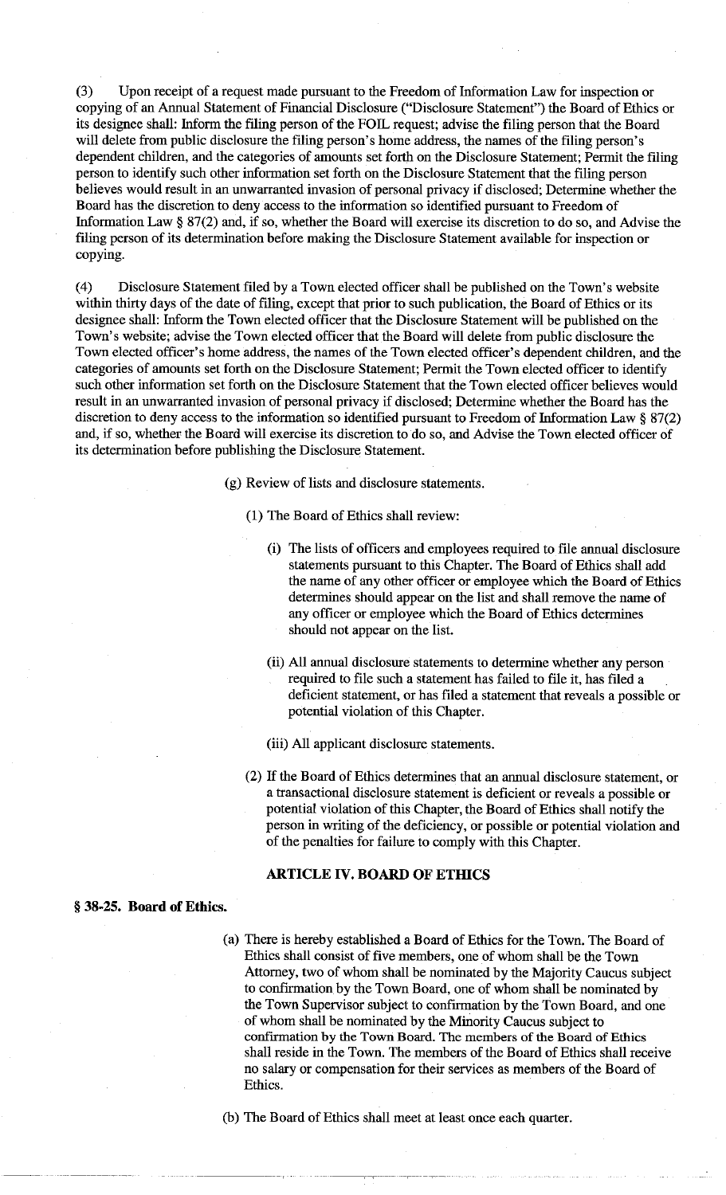(3) Upon receipt of a request made pursuant to the Freedom of Information Law for inspection or copying of an Annual Statement of Financial Disclosure ("Disclosure Statement") the Board of Ethics or its designee shall: Inform the filing person of the FOIL request; advise the filing person that the Board will delete from public disclosure the filing person's home address, the names of the filing person's dependent children, and the categories of amounts set forth on the Disclosure Statement; Permit the filing person to identify such other information set forth on the Disclosure Statement that the filing person believes would result in an unwarranted invasion of personal privacy if disclosed; Determine whether the Board has the discretion to deny access to the information so identified pursuant to Freedom of Information Law § 87(2) and, if so, whether the Board will exercise its discretion to do so, and Advise the filing person of its determination before making the Disclosure Statement available for inspection or copying.

(4) Disclosure Statement filed by a Town elected officer shall be published on the Town's website within thirty days of the date of filing, except that prior to such publication, the Board of Ethics or its designee shall: Inform the Town elected officer that the Disclosure Statement will be published on the Town's website; advise the Town elected officer that the Board will delete from public disclosure the Town elected officer's home address, the names of the Town elected officer's dependent children, and the categories of amounts set forth on the Disclosure Statement; Permit the Town elected officer to identify such other information set forth on the Disclosure Statement that the Town elected officer believes would result in an unwarranted invasion of personal privacy if disclosed; Determine whether the Board has the discretion to deny access to the information so identified pursuant to Freedom of Information Law § 87(2) and, if so, whether the Board will exercise its discretion to do so, and Advise the Town elected officer of its determination before publishing the Disclosure Statement.

(g) Review of lists and disclosure statements.

(1) The Board of Ethics shall review:

(i) The lists of officers and employees required to file annual disclosure statements pursuant to this Chapter. The Board of Ethics shall add the name of any other officer or employee which the Board of Ethics determines should appear on the list and shall remove the name of any officer or employee which the Board of Ethics determines should not appear on the list.

(ii) All annual disclosure statements to determine whether any person required to file such a statement has failed to file it, has filed a deficient statement, or has filed a statement that reveals a possible or potential violation of this Chapter.

(iii) All applicant disclosure statements.

(2) If the Board of Ethics determines that an annual disclosure statement, or a transactional disclosure statement is deficient or reveals a possible or potential violation of this Chapter, the Board of Ethics shall notify the person in writing of the deficiency, or possible or potential violation and of the penalties for failure to comply with this Chapter.

## ARTICLE IV. BOARD OF ETHICS

### § 38-25. Board of Ethics.

(a) There is hereby established a Board of Ethics for the Town. The Board of Ethics shall consist of five members, one of whom shall be the Town Attorney, two of whom shall be nominated by the Majority Caucus subject to confirmation by the Town Board, one of whom shall be nominated by the Town Supervisor subject to confirmation by the Town Board, and one of whom shall be nominated by the Minority Caucus subject to confirmation by the Town Board. The members of the Board of Ethics shall reside in the Town. The members of the Board of Ethics shall receive no salary or compensation for their services as members of the Board of Ethics.

(b) The Board of Ethics shall meet at least once each quarter.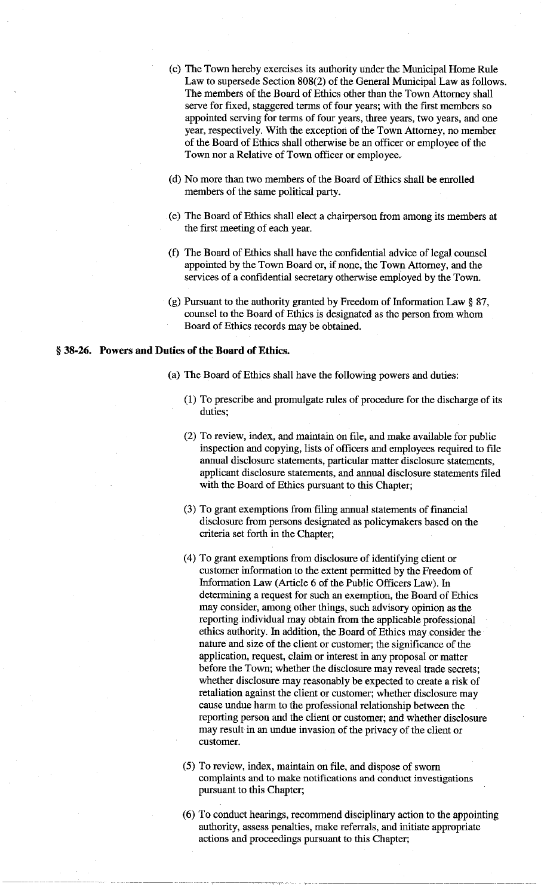(c) The Town hereby exercises its authority under the Municipal Home Rule Law to supersede Section 808(2) of the General Municipal Law as follows. The members of the Board of Ethics other than the Town Attorney shall serve for fixed, staggered terms of four years; with the first members so appointed serving for terms of four years, three years, two years, and one year, respectively. With the exception of the Town Attorney, no member of the Board of Ethics shall otherwise be an officer or employee of the Town nor a Relative of Town officer or employee.

(d) No more than two members of the Board of Ethics shall be enrolled members of the same political party.

(e) The Board of Ethics shall elect a chairperson from among its members at the first meeting of each year.

(f) The Board of Ethics shall have the confidential advice of legal counsel appointed by the Town Board or, if none, the Town Attorney, and the services of a confidential secretary otherwise employed by the Town.

(g) Pursuant to the authority granted by Freedom of Information Law § 87, counsel to the Board of Ethics is designated as the person from whom Board of Ethics records may be obtained.

### § 38-26. Powers and Duties of the Board of Ethics.

(a) The Board of Ethics shall have the following powers and duties:

(1) To prescribe and promulgate rules of procedure for the discharge of its duties;

(2) To review, index, and maintain on file, and make available for public inspection and copying, lists of officers and employees required to file annual disclosure statements, particular matter disclosure statements, applicant disclosure statements, and annual disclosure statements filed with the Board of Ethics pursuant to this Chapter;

(3) To grant exemptions from filing annual statements of financial disclosure from persons designated as policymakers based on the criteria set forth in the Chapter;

(4) To grant exemptions from disclosure of identifying client or customer information to the extent permitted by the Freedom of Information Law (Article 6 of the Public Officers Law). In determining a request for such an exemption, the Board of Ethics may consider, among other things, such advisory opinion as the reporting individual may obtain from the applicable professional ethics authority. In addition, the Board of Ethics may consider the nature and size of the client or customer; the significance of the application, request, claim or interest in any proposal or matter before the Town; whether the disclosure may reveal trade secrets; whether disclosure may reasonably be expected to create a risk of retaliation against the client or customer; whether disclosure may cause undue harm to the professional relationship between the reporting person and the client or customer; and whether disclosure may result in an undue invasion of the privacy of the client or customer.

(5) To review, index, maintain on file, and dispose of sworn complaints and to make notifications and conduct investigations pursuant to this Chapter;

(6) To conduct hearings, recommend disciplinary action to the appointing authority, assess penalties, make referrals, and initiate appropriate actions and proceedings pursuant to this Chapter;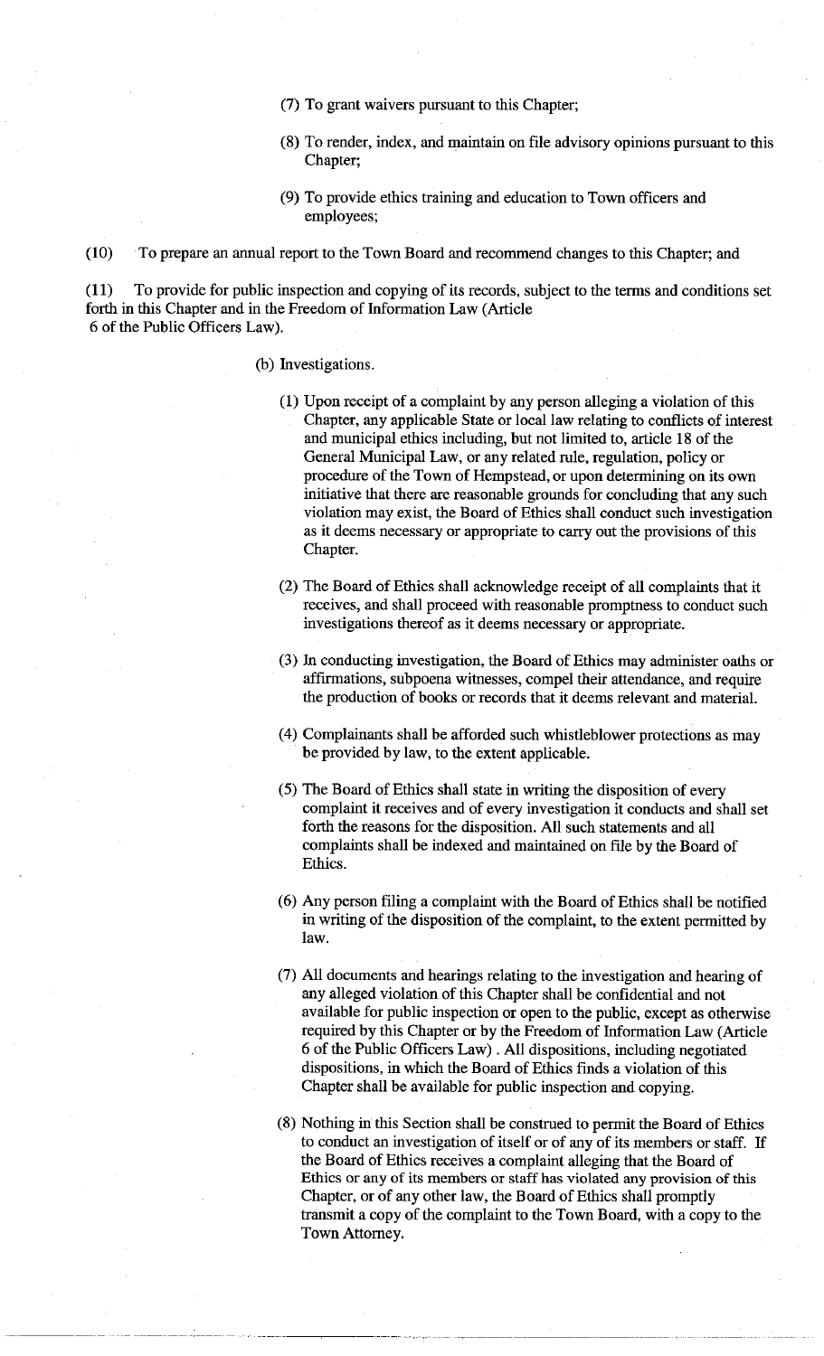(7) To grant waivers pursuant to this Chapter;

(8) To render, index, and maintain on file advisory opinions pursuant to this Chapter;

(9) To provide ethics training and education to Town officers and employees;

(10) To prepare an annual report to the Town Board and recommend changes to this Chapter; and

(11) To provide for public inspection and copying of its records, subject to the terms and conditions set forth in this Chapter and in the Freedom of Information Law (Article 6 of the Public Officers Law).

(b) Investigations.

(1) Upon receipt of a complaint by any person alleging a violation of this Chapter, any applicable State or local law relating to conflicts of interest and municipal ethics including, but not limited to, article 18 of the General Municipal Law, or any related rule, regulation, policy or procedure of the Town of Hempstead, or upon determining on its own initiative that there are reasonable grounds for concluding that any such violation may exist, the Board of Ethics shall conduct such investigation as it deems necessary or appropriate to carry out the provisions of this Chapter.

(2) The Board of Ethics shall acknowledge receipt of all complaints that it receives, and shall proceed with reasonable promptness to conduct such investigations thereof as it deems necessary or appropriate.

(3) In conducting investigation, the Board of Ethics may administer oaths or affirmations, subpoena witnesses, compel their attendance, and require the production of books or records that it deems relevant and material.

(4) Complainants shall be afforded such whistleblower protections as may be provided by law, to the extent applicable.

(5) The Board of Ethics shall state in writing the disposition of every complaint it receives and of every investigation it conducts and shall set forth the reasons for the disposition. All such statements and all complaints shall be indexed and maintained on file by the Board of Ethics.

(6) Any person filing a complaint with the Board of Ethics shall be notified in writing of the disposition of the complaint, to the extent permitted by law.

(7) All documents and hearings relating to the investigation and hearing of any alleged violation of this Chapter shall be confidential and not available for public inspection or open to the public, except as otherwise required by this Chapter or by the Freedom of Information Law (Article 6 of the Public Officers Law) . All dispositions, including negotiated dispositions, in which the Board of Ethics finds a violation of this Chapter shall be available for public inspection and copying.

(8) Nothing in this Section shall be construed to permit the Board of Ethics to conduct an investigation of itself or of any of its members or staff. If the Board of Ethics receives a complaint alleging that the Board of Ethics or any of its members or staff has violated any provision of this Chapter, or of any other law, the Board of Ethics shall promptly transmit a copy of the complaint to the Town Board, with a copy to the Town Attorney.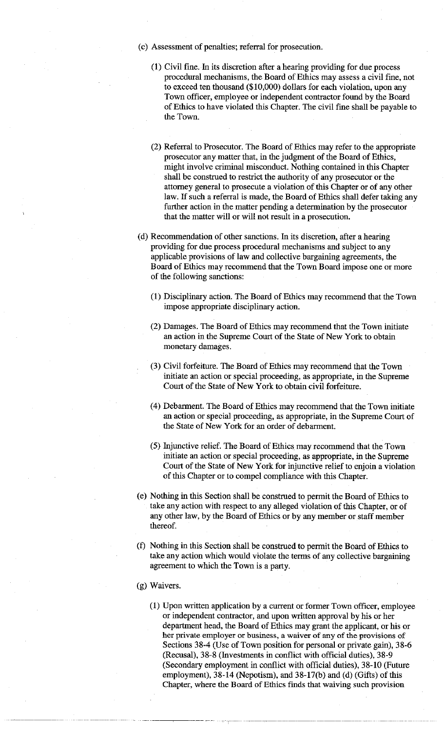(c) Assessment of penalties; referral for prosecution.

(1) Civil fine. In its discretion after a hearing providing for due process procedural mechanisms, the Board of Ethics may assess a civil fine, not to exceed ten thousand ($10,000) dollars for each violation, upon any Town officer, employee or independent contractor found by the Board of Ethics to have violated this Chapter. The civil fine shall be payable to the Town.

(2) Referral to Prosecutor. The Board of Ethics may refer to the appropriate prosecutor any matter that, in the judgment of the Board of Ethics, might involve criminal misconduct. Nothing contained in this Chapter shall be construed to restrict the authority of any prosecutor or the attorney general to prosecute a violation of this Chapter or of any other law. If such a referral is made, the Board of Ethics shall defer taking any further action in the matter pending a determination by the prosecutor that the matter will or will not result in a prosecution.

(d) Recommendation of other sanctions. In its discretion, after a hearing providing for due process procedural mechanisms and subject to any applicable provisions of law and collective bargaining agreements, the Board of Ethics may recommend that the Town Board impose one or more of the following sanctions:

(1) Disciplinary action. The Board of Ethics may recommend that the Town impose appropriate disciplinary action.

(2) Damages. The Board of Ethics may recommend that the Town initiate an action in the Supreme Court of the State of New York to obtain monetary damages.

(3) Civil forfeiture. The Board of Ethics may recommend that the Town initiate an action or special proceeding, as appropriate, in the Supreme Court of the State of New York to obtain civil forfeiture.

(4) Debarment. The Board of Ethics may recommend that the Town initiate an action or special proceeding, as appropriate, in the Supreme Court of the State of New York for an order of debarment.

(5) Injunctive relief. The Board of Ethics may recommend that the Town initiate an action or special proceeding, as appropriate, in the Supreme Court of the State of New York for injunctive relief to enjoin a violation of this Chapter or to compel compliance with this Chapter.

(e) Nothing in this Section shall be construed to permit the Board of Ethics to take any action with respect to any alleged violation of this Chapter, or of any other law, by the Board of Ethics or by any member or staff member thereof.

(f) Nothing in this Section shall be construed to permit the Board of Ethics to take any action which would violate the terms of any collective bargaining agreement to which the Town is a party.

(g) Waivers.

(1) Upon written application by a current or former Town officer, employee or independent contractor, and upon written approval by his or her department head, the Board of Ethics may grant the applicant, or his or her private employer or business, a waiver of any of the provisions of Sections 38-4 (Use of Town position for personal or private gain), 38-6 (Recusal), 38-8 (Investments in conflict with official duties), 38-9 (Secondary employment in conflict with official duties), 38-10 (Future employment), 38-14 (Nepotism), and 38-17(b) and (d) (Gifts) of this Chapter, where the Board of Ethics finds that waiving such provision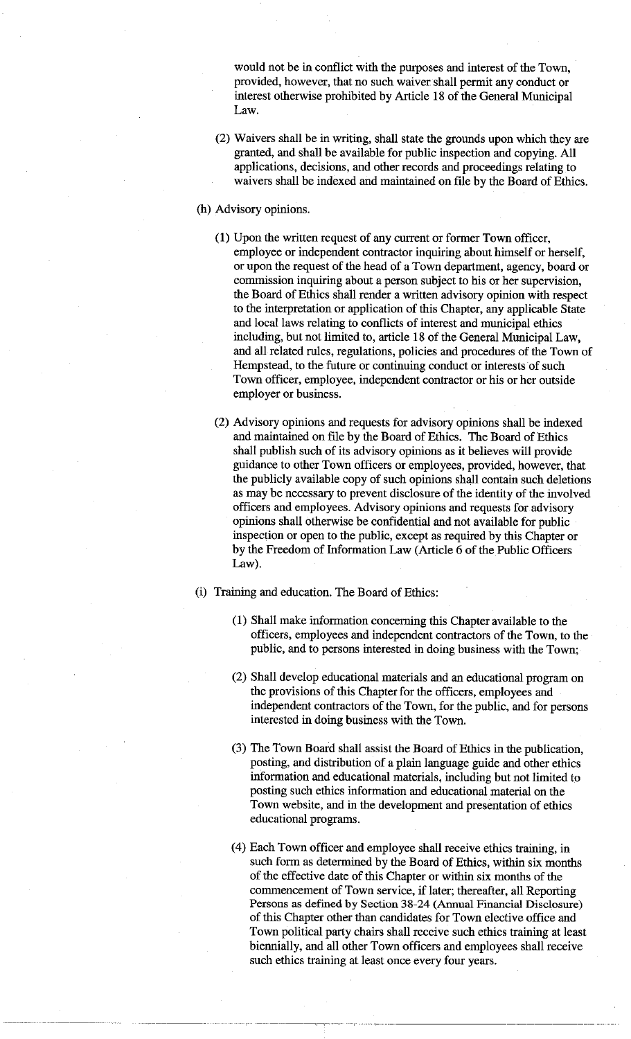would not be in conflict with the purposes and interest of the Town, provided, however, that no such waiver shall permit any conduct or interest otherwise prohibited by Article 18 of the General Municipal Law.

(2) Waivers shall be in writing, shall state the grounds upon which they are granted, and shall be available for public inspection and copying. All applications, decisions, and other records and proceedings relating to waivers shall be indexed and maintained on file by the Board of Ethics.

(h) Advisory opinions.

(1) Upon the written request of any current or former Town officer, employee or independent contractor inquiring about himself or herself, or upon the request of the head of a Town department, agency, board or commission inquiring about a person subject to his or her supervision, the Board of Ethics shall render a written advisory opinion with respect to the interpretation or application of this Chapter, any applicable State and local laws relating to conflicts of interest and municipal ethics including, but not limited to, article 18 of the General Municipal Law, and all related rules, regulations, policies and procedures of the Town of Hempstead, to the future or continuing conduct or interests of such Town officer, employee, independent contractor or his or her outside employer or business.

(2) Advisory opinions and requests for advisory opinions shall be indexed and maintained on file by the Board of Ethics. The Board of Ethics shall publish such of its advisory opinions as it believes will provide guidance to other Town officers or employees, provided, however, that the publicly available copy of such opinions shall contain such deletions as may be necessary to prevent disclosure of the identity of the involved officers and employees. Advisory opinions and requests for advisory opinions shall otherwise be confidential and not available for public inspection or open to the public, except as required by this Chapter or by the Freedom of Information Law (Article 6 of the Public Officers Law).

(i) Training and education. The Board of Ethics:

(1) Shall make information concerning this Chapter available to the officers, employees and independent contractors of the Town, to the public, and to persons interested in doing business with the Town;

(2) Shall develop educational materials and an educational program on the provisions of this Chapter for the officers, employees and independent contractors of the Town, for the public, and for persons interested in doing business with the Town.

(3) The Town Board shall assist the Board of Ethics in the publication, posting, and distribution of a plain language guide and other ethics information and educational materials, including but not limited to posting such ethics information and educational material on the Town website, and in the development and presentation of ethics educational programs.

(4) Each Town officer and employee shall receive ethics training, in such form as determined by the Board of Ethics, within six months of the effective date of this Chapter or within six months of the commencement of Town service, if later; thereafter, all Reporting Persons as defined by Section 38-24 (Annual Financial Disclosure) of this Chapter other than candidates for Town elective office and Town political party chairs shall receive such ethics training at least biennially, and all other Town officers and employees shall receive such ethics training at least once every four years.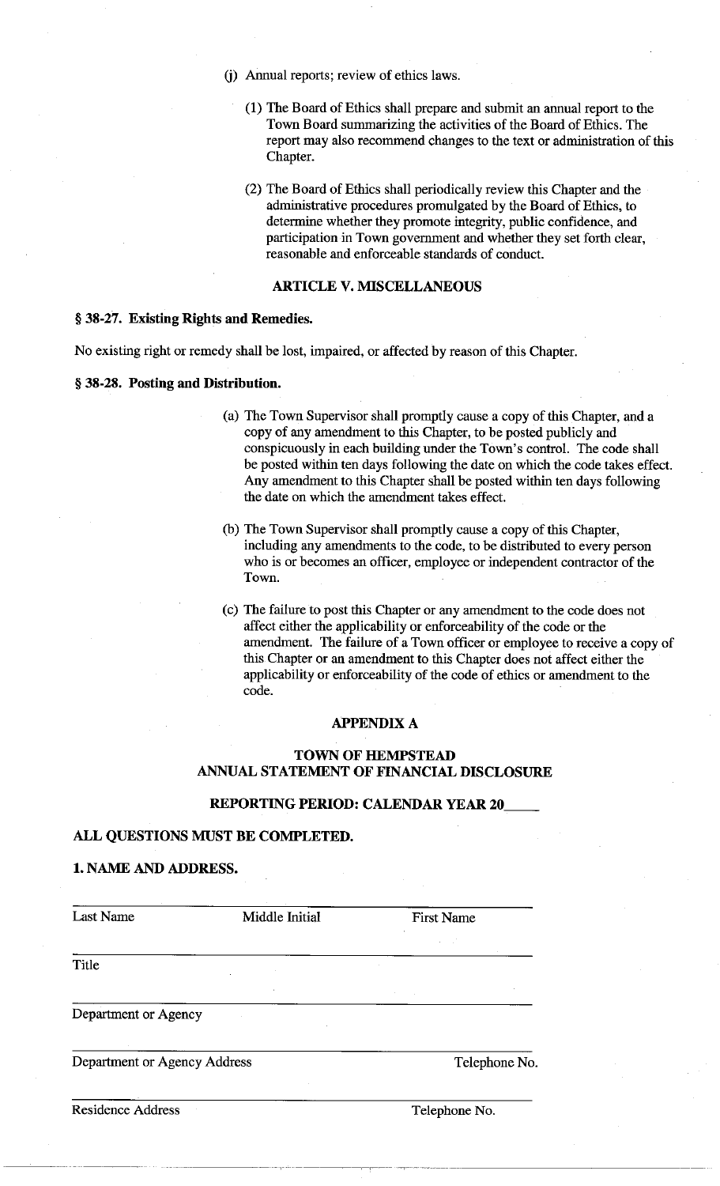(j) Annual reports; review of ethics laws.

(1) The Board of Ethics shall prepare and submit an annual report to the Town Board summarizing the activities of the Board of Ethics. The report may also recommend changes to the text or administration of this Chapter.

(2) The Board of Ethics shall periodically review this Chapter and the administrative procedures promulgated by the Board of Ethics, to determine whether they promote integrity, public confidence, and participation in Town government and whether they set forth clear, reasonable and enforceable standards of conduct.

## ARTICLE V. MISCELLANEOUS

### § 38-27. Existing Rights and Remedies.

No existing right or remedy shall be lost, impaired, or affected by reason of this Chapter.

### § 38-28. Posting and Distribution.

(a) The Town Supervisor shall promptly cause a copy of this Chapter, and a copy of any amendment to this Chapter, to be posted publicly and conspicuously in each building under the Town's control. The code shall be posted within ten days following the date on which the code takes effect. Any amendment to this Chapter shall be posted within ten days following the date on which the amendment takes effect.

(b) The Town Supervisor shall promptly cause a copy of this Chapter, including any amendments to the code, to be distributed to every person who is or becomes an officer, employee or independent contractor of the Town.

(c) The failure to post this Chapter or any amendment to the code does not affect either the applicability or enforceability of the code or the amendment. The failure of a Town officer or employee to receive a copy of this Chapter or an amendment to this Chapter does not affect either the applicability or enforceability of the code of ethics or amendment to the code.

## APPENDIX A

## TOWN OF HEMPSTEAD ANNUAL STATEMENT OF FINANCIAL DISCLOSURE

**REPORTING PERIOD: CALENDAR YEAR 20\_\_\_\_**

**ALL QUESTIONS MUST BE COMPLETED.**

**1. NAME AND ADDRESS.**

\_\_\_\_\_\_\_\_\_\_\_\_\_\_\_\_\_\_\_\_\_\_\_\_\_\_\_\_\_\_\_\_\_\_\_\_\_\_\_\_\_\_\_\_\_\_\_\_\_\_\_\_\_\_\_\_

Last Name                    Middle Initial                    First Name

\_\_\_\_\_\_\_\_\_\_\_\_\_\_\_\_\_\_\_\_\_\_\_\_\_\_\_\_\_\_\_\_\_\_\_\_\_\_\_\_\_\_\_\_\_\_\_\_\_\_\_\_\_\_\_\_

Title

\_\_\_\_\_\_\_\_\_\_\_\_\_\_\_\_\_\_\_\_\_\_\_\_\_\_\_\_\_\_\_\_\_\_\_\_\_\_\_\_\_\_\_\_\_\_\_\_\_\_\_\_\_\_\_\_

Department or Agency

\_\_\_\_\_\_\_\_\_\_\_\_\_\_\_\_\_\_\_\_\_\_\_\_\_\_\_\_\_\_\_\_\_\_\_\_\_\_\_\_\_\_\_\_\_\_\_\_\_\_\_\_\_\_\_\_

Department or Agency Address                    Telephone No.

\_\_\_\_\_\_\_\_\_\_\_\_\_\_\_\_\_\_\_\_\_\_\_\_\_\_\_\_\_\_\_\_\_\_\_\_\_\_\_\_\_\_\_\_\_\_\_\_\_\_\_\_\_\_\_\_

Residence Address                    Telephone No.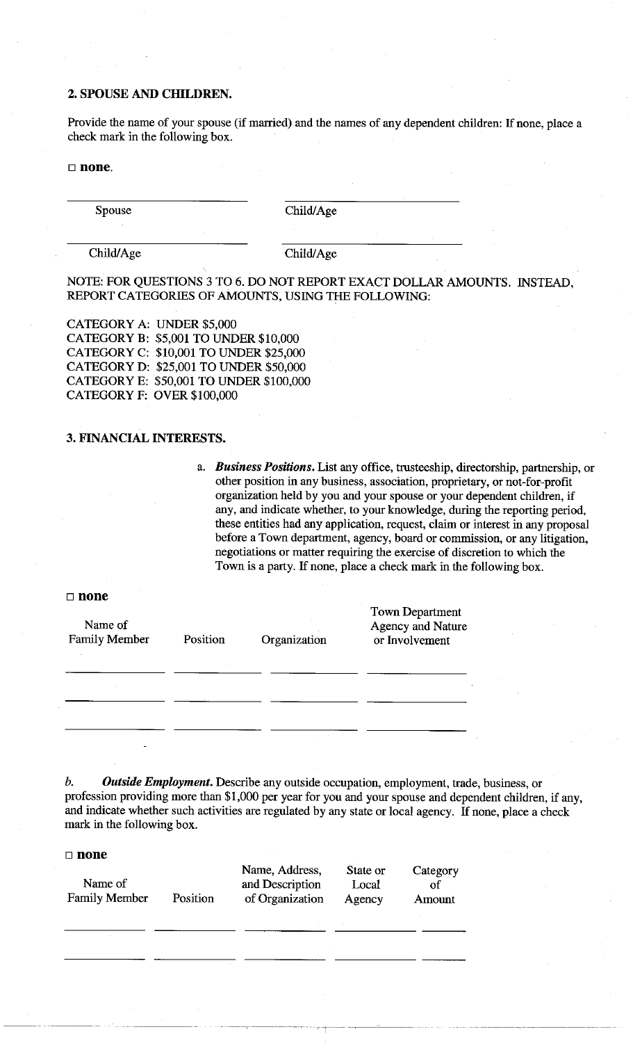## 2. SPOUSE AND CHILDREN.

Provide the name of your spouse (if married) and the names of any dependent children: If none, place a check mark in the following box.

□ **none.**

| Spouse | Child/Age |
|---|---|
| Child/Age | Child/Age |

NOTE: FOR QUESTIONS 3 TO 6. DO NOT REPORT EXACT DOLLAR AMOUNTS. INSTEAD, REPORT CATEGORIES OF AMOUNTS, USING THE FOLLOWING:

CATEGORY A: UNDER $5,000
CATEGORY B: $5,001 TO UNDER $10,000
CATEGORY C: $10,001 TO UNDER $25,000
CATEGORY D: $25,001 TO UNDER $50,000
CATEGORY E: $50,001 TO UNDER $100,000
CATEGORY F: OVER $100,000

## 3. FINANCIAL INTERESTS.

a. ***Business Positions.*** List any office, trusteeship, directorship, partnership, or other position in any business, association, proprietary, or not-for-profit organization held by you and your spouse or your dependent children, if any, and indicate whether, to your knowledge, during the reporting period, these entities had any application, request, claim or interest in any proposal before a Town department, agency, board or commission, or any litigation, negotiations or matter requiring the exercise of discretion to which the Town is a party. If none, place a check mark in the following box.

□ **none**

| Name of Family Member | Position | Organization | Town Department Agency and Nature or Involvement |
|---|---|---|---|
| | | | |
| | | | |
| | | | |

*b.* ***Outside Employment.*** Describe any outside occupation, employment, trade, business, or profession providing more than $1,000 per year for you and your spouse and dependent children, if any, and indicate whether such activities are regulated by any state or local agency. If none, place a check mark in the following box.

□ **none**

| Name of Family Member | Position | Name, Address, and Description of Organization | State or Local Agency | Category of Amount |
|---|---|---|---|---|
| | | | | |
| | | | | |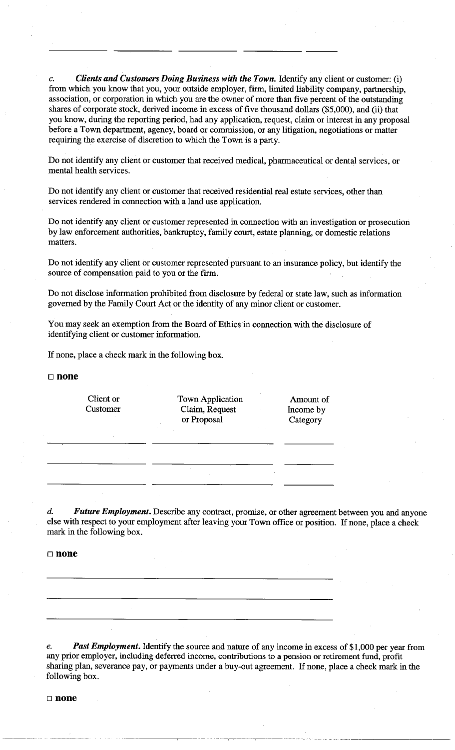c. ***Clients and Customers Doing Business with the Town.*** Identify any client or customer: (i) from which you know that you, your outside employer, firm, limited liability company, partnership, association, or corporation in which you are the owner of more than five percent of the outstanding shares of corporate stock, derived income in excess of five thousand dollars ($5,000), and (ii) that you know, during the reporting period, had any application, request, claim or interest in any proposal before a Town department, agency, board or commission, or any litigation, negotiations or matter requiring the exercise of discretion to which the Town is a party.

Do not identify any client or customer that received medical, pharmaceutical or dental services, or mental health services.

Do not identify any client or customer that received residential real estate services, other than services rendered in connection with a land use application.

Do not identify any client or customer represented in connection with an investigation or prosecution by law enforcement authorities, bankruptcy, family court, estate planning, or domestic relations matters.

Do not identify any client or customer represented pursuant to an insurance policy, but identify the source of compensation paid to you or the firm.

Do not disclose information prohibited from disclosure by federal or state law, such as information governed by the Family Court Act or the identity of any minor client or customer.

You may seek an exemption from the Board of Ethics in connection with the disclosure of identifying client or customer information.

If none, place a check mark in the following box.

□ **none**

| Client or Customer | Town Application Claim, Request or Proposal | Amount of Income by Category |
|---|---|---|
| | | |
| | | |
| | | |

d. ***Future Employment.*** Describe any contract, promise, or other agreement between you and anyone else with respect to your employment after leaving your Town office or position. If none, place a check mark in the following box.

□ **none**

\_\_\_\_\_\_\_\_\_\_\_\_\_\_\_\_\_\_\_\_\_\_\_\_\_\_\_\_\_\_\_\_\_\_\_\_\_\_\_\_\_\_\_\_\_\_\_\_\_\_\_\_\_\_

\_\_\_\_\_\_\_\_\_\_\_\_\_\_\_\_\_\_\_\_\_\_\_\_\_\_\_\_\_\_\_\_\_\_\_\_\_\_\_\_\_\_\_\_\_\_\_\_\_\_\_\_\_\_

\_\_\_\_\_\_\_\_\_\_\_\_\_\_\_\_\_\_\_\_\_\_\_\_\_\_\_\_\_\_\_\_\_\_\_\_\_\_\_\_\_\_\_\_\_\_\_\_\_\_\_\_\_\_

e. ***Past Employment.*** Identify the source and nature of any income in excess of $1,000 per year from any prior employer, including deferred income, contributions to a pension or retirement fund, profit sharing plan, severance pay, or payments under a buy-out agreement. If none, place a check mark in the following box.

□ **none**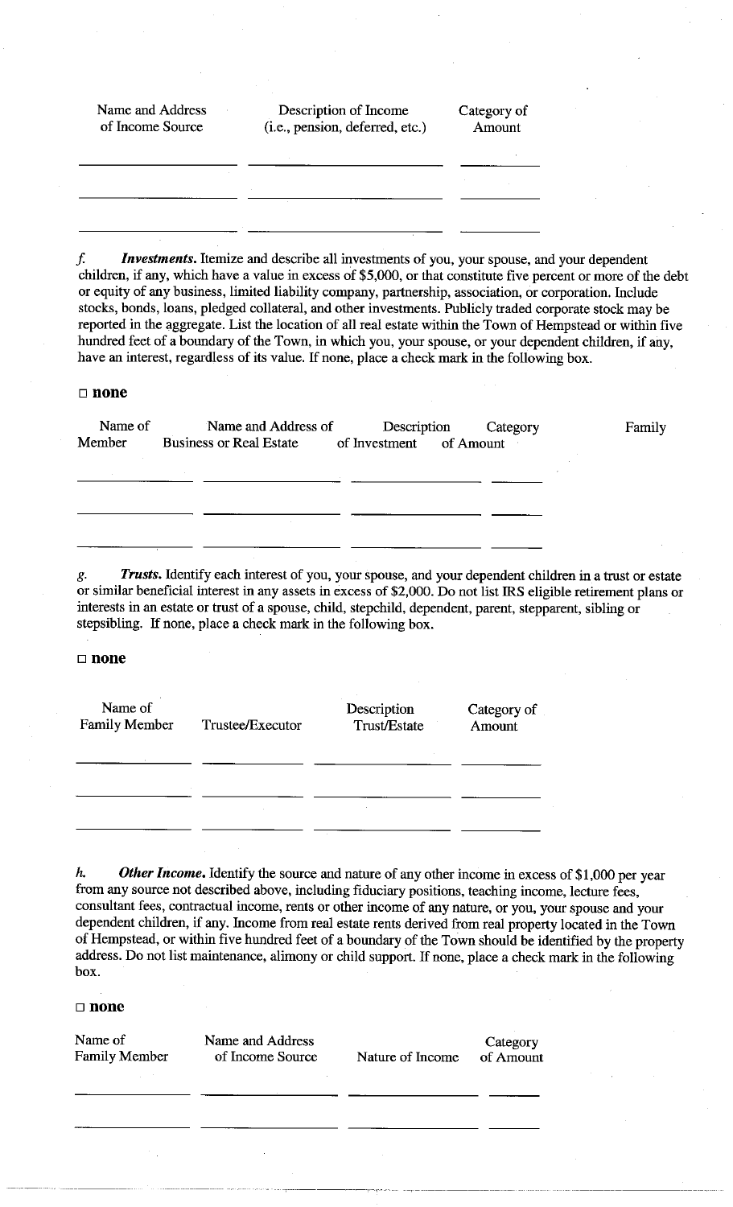| Name and Address of Income Source | Description of Income (i.e., pension, deferred, etc.) | Category of Amount |
|---|---|---|
| | | |
| | | |
| | | |

*f.* ***Investments.*** Itemize and describe all investments of you, your spouse, and your dependent children, if any, which have a value in excess of $5,000, or that constitute five percent or more of the debt or equity of any business, limited liability company, partnership, association, or corporation. Include stocks, bonds, loans, pledged collateral, and other investments. Publicly traded corporate stock may be reported in the aggregate. List the location of all real estate within the Town of Hempstead or within five hundred feet of a boundary of the Town, in which you, your spouse, or your dependent children, if any, have an interest, regardless of its value. If none, place a check mark in the following box.

□ **none**

| Name of Family Member | Name and Address of Business or Real Estate | Description of Investment | Category of Amount |
|---|---|---|---|
| | | | |
| | | | |
| | | | |

*g.* ***Trusts.*** Identify each interest of you, your spouse, and your dependent children in a trust or estate or similar beneficial interest in any assets in excess of $2,000. Do not list IRS eligible retirement plans or interests in an estate or trust of a spouse, child, stepchild, dependent, parent, stepparent, sibling or stepsibling. If none, place a check mark in the following box.

□ **none**

| Name of Family Member | Trustee/Executor | Description Trust/Estate | Category of Amount |
|---|---|---|---|
| | | | |
| | | | |
| | | | |

*h.* ***Other Income.*** Identify the source and nature of any other income in excess of $1,000 per year from any source not described above, including fiduciary positions, teaching income, lecture fees, consultant fees, contractual income, rents or other income of any nature, or you, your spouse and your dependent children, if any. Income from real estate rents derived from real property located in the Town of Hempstead, or within five hundred feet of a boundary of the Town should be identified by the property address. Do not list maintenance, alimony or child support. If none, place a check mark in the following box.

□ **none**

| Name of Family Member | Name and Address of Income Source | Nature of Income | Category of Amount |
|---|---|---|---|
| | | | |
| | | | |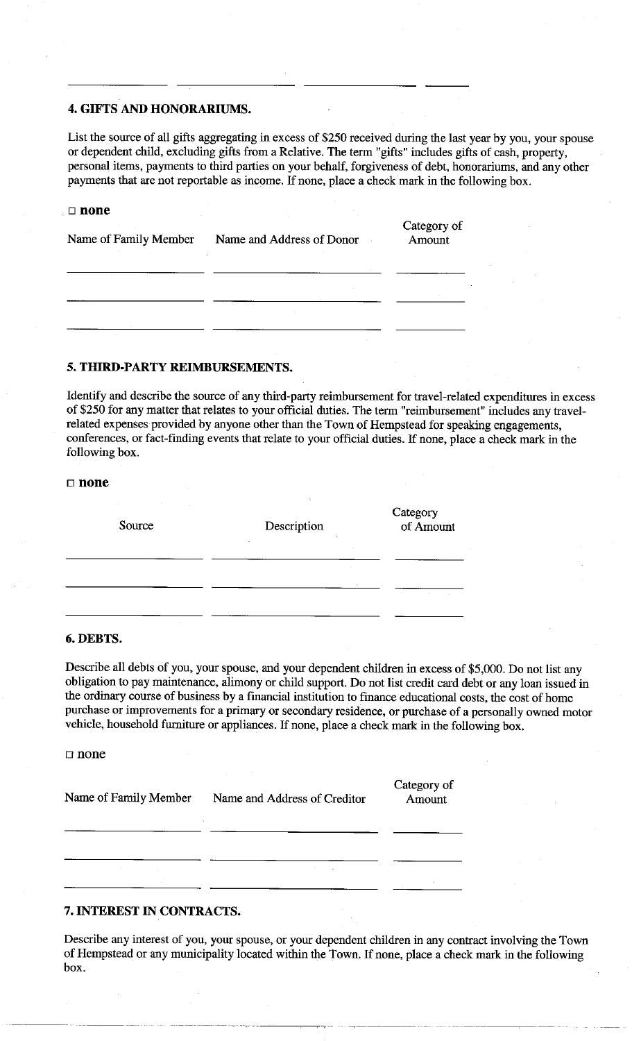## 4. GIFTS AND HONORARIUMS.

List the source of all gifts aggregating in excess of $250 received during the last year by you, your spouse or dependent child, excluding gifts from a Relative. The term "gifts" includes gifts of cash, property, personal items, payments to third parties on your behalf, forgiveness of debt, honorariums, and any other payments that are not reportable as income. If none, place a check mark in the following box.

☐ **none**

| Name of Family Member | Name and Address of Donor | Category of Amount |
|---|---|---|
| | | |
| | | |
| | | |

## 5. THIRD-PARTY REIMBURSEMENTS.

Identify and describe the source of any third-party reimbursement for travel-related expenditures in excess of $250 for any matter that relates to your official duties. The term "reimbursement" includes any travel-related expenses provided by anyone other than the Town of Hempstead for speaking engagements, conferences, or fact-finding events that relate to your official duties. If none, place a check mark in the following box.

☐ **none**

| Source | Description | Category of Amount |
|---|---|---|
| | | |
| | | |
| | | |

## 6. DEBTS.

Describe all debts of you, your spouse, and your dependent children in excess of $5,000. Do not list any obligation to pay maintenance, alimony or child support. Do not list credit card debt or any loan issued in the ordinary course of business by a financial institution to finance educational costs, the cost of home purchase or improvements for a primary or secondary residence, or purchase of a personally owned motor vehicle, household furniture or appliances. If none, place a check mark in the following box.

☐ none

| Name of Family Member | Name and Address of Creditor | Category of Amount |
|---|---|---|
| | | |
| | | |
| | | |

## 7. INTEREST IN CONTRACTS.

Describe any interest of you, your spouse, or your dependent children in any contract involving the Town of Hempstead or any municipality located within the Town. If none, place a check mark in the following box.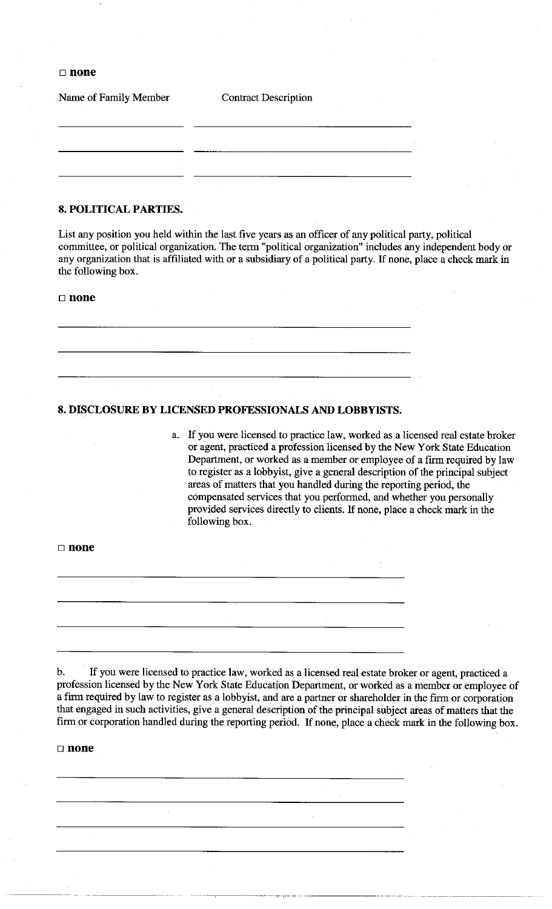☐ **none**

| Name of Family Member | Contract Description |
| --- | --- |
| | |
| | |
| | |

**8. POLITICAL PARTIES.**

List any position you held within the last five years as an officer of any political party, political committee, or political organization. The term "political organization" includes any independent body or any organization that is affiliated with or a subsidiary of a political party. If none, place a check mark in the following box.

☐ **none**

\_\_\_\_\_\_\_\_\_\_\_\_\_\_\_\_\_\_\_\_\_\_\_\_\_\_\_\_\_\_\_\_\_\_\_\_\_\_\_\_\_\_\_\_

\_\_\_\_\_\_\_\_\_\_\_\_\_\_\_\_\_\_\_\_\_\_\_\_\_\_\_\_\_\_\_\_\_\_\_\_\_\_\_\_\_\_\_\_

\_\_\_\_\_\_\_\_\_\_\_\_\_\_\_\_\_\_\_\_\_\_\_\_\_\_\_\_\_\_\_\_\_\_\_\_\_\_\_\_\_\_\_\_

**8. DISCLOSURE BY LICENSED PROFESSIONALS AND LOBBYISTS.**

a. If you were licensed to practice law, worked as a licensed real estate broker or agent, practiced a profession licensed by the New York State Education Department, or worked as a member or employee of a firm required by law to register as a lobbyist, give a general description of the principal subject areas of matters that you handled during the reporting period, the compensated services that you performed, and whether you personally provided services directly to clients. If none, place a check mark in the following box.

☐ **none**

\_\_\_\_\_\_\_\_\_\_\_\_\_\_\_\_\_\_\_\_\_\_\_\_\_\_\_\_\_\_\_\_\_\_\_\_\_\_\_\_\_\_\_\_

\_\_\_\_\_\_\_\_\_\_\_\_\_\_\_\_\_\_\_\_\_\_\_\_\_\_\_\_\_\_\_\_\_\_\_\_\_\_\_\_\_\_\_\_

\_\_\_\_\_\_\_\_\_\_\_\_\_\_\_\_\_\_\_\_\_\_\_\_\_\_\_\_\_\_\_\_\_\_\_\_\_\_\_\_\_\_\_\_

\_\_\_\_\_\_\_\_\_\_\_\_\_\_\_\_\_\_\_\_\_\_\_\_\_\_\_\_\_\_\_\_\_\_\_\_\_\_\_\_\_\_\_\_

b. If you were licensed to practice law, worked as a licensed real estate broker or agent, practiced a profession licensed by the New York State Education Department, or worked as a member or employee of a firm required by law to register as a lobbyist, and are a partner or shareholder in the firm or corporation that engaged in such activities, give a general description of the principal subject areas of matters that the firm or corporation handled during the reporting period. If none, place a check mark in the following box.

☐ **none**

\_\_\_\_\_\_\_\_\_\_\_\_\_\_\_\_\_\_\_\_\_\_\_\_\_\_\_\_\_\_\_\_\_\_\_\_\_\_\_\_\_\_\_\_

\_\_\_\_\_\_\_\_\_\_\_\_\_\_\_\_\_\_\_\_\_\_\_\_\_\_\_\_\_\_\_\_\_\_\_\_\_\_\_\_\_\_\_\_

\_\_\_\_\_\_\_\_\_\_\_\_\_\_\_\_\_\_\_\_\_\_\_\_\_\_\_\_\_\_\_\_\_\_\_\_\_\_\_\_\_\_\_\_

\_\_\_\_\_\_\_\_\_\_\_\_\_\_\_\_\_\_\_\_\_\_\_\_\_\_\_\_\_\_\_\_\_\_\_\_\_\_\_\_\_\_\_\_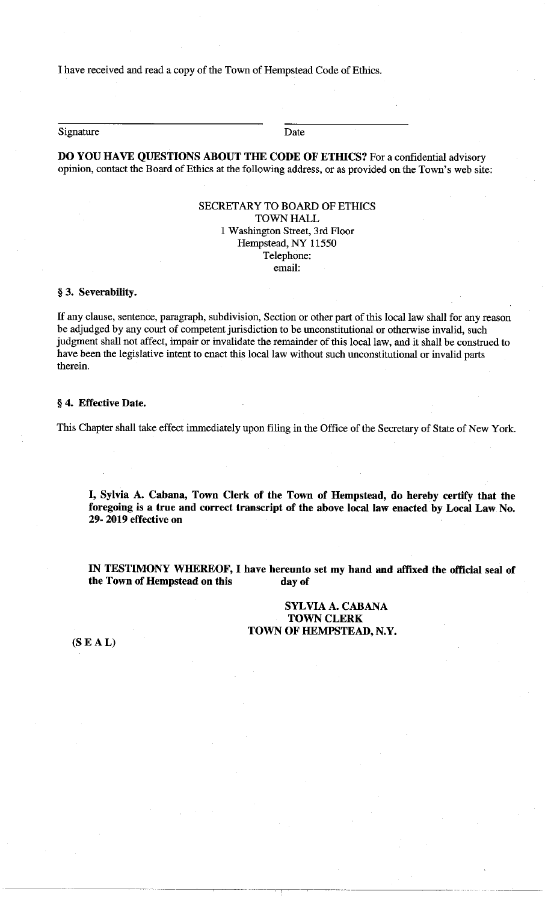I have received and read a copy of the Town of Hempstead Code of Ethics.

\_\_\_\_\_\_\_\_\_\_\_\_\_\_\_\_\_\_\_\_\_\_\_\_\_\_\_\_\_\_ \_\_\_\_\_\_\_\_\_\_\_\_\_\_\_\_\_\_\_\_

Signature Date

**DO YOU HAVE QUESTIONS ABOUT THE CODE OF ETHICS?** For a confidential advisory opinion, contact the Board of Ethics at the following address, or as provided on the Town's web site:

SECRETARY TO BOARD OF ETHICS
TOWN HALL
1 Washington Street, 3rd Floor
Hempstead, NY 11550
Telephone:
email:

### § 3. Severability.

If any clause, sentence, paragraph, subdivision, Section or other part of this local law shall for any reason be adjudged by any court of competent jurisdiction to be unconstitutional or otherwise invalid, such judgment shall not affect, impair or invalidate the remainder of this local law, and it shall be construed to have been the legislative intent to enact this local law without such unconstitutional or invalid parts therein.

### § 4. Effective Date.

This Chapter shall take effect immediately upon filing in the Office of the Secretary of State of New York.

**I, Sylvia A. Cabana, Town Clerk of the Town of Hempstead, do hereby certify that the foregoing is a true and correct transcript of the above local law enacted by Local Law No. 29- 2019 effective on**

**IN TESTIMONY WHEREOF, I have hereunto set my hand and affixed the official seal of the Town of Hempstead on this day of**

**SYLVIA A. CABANA**
**TOWN CLERK**
**TOWN OF HEMPSTEAD, N.Y.**

**(S E A L)**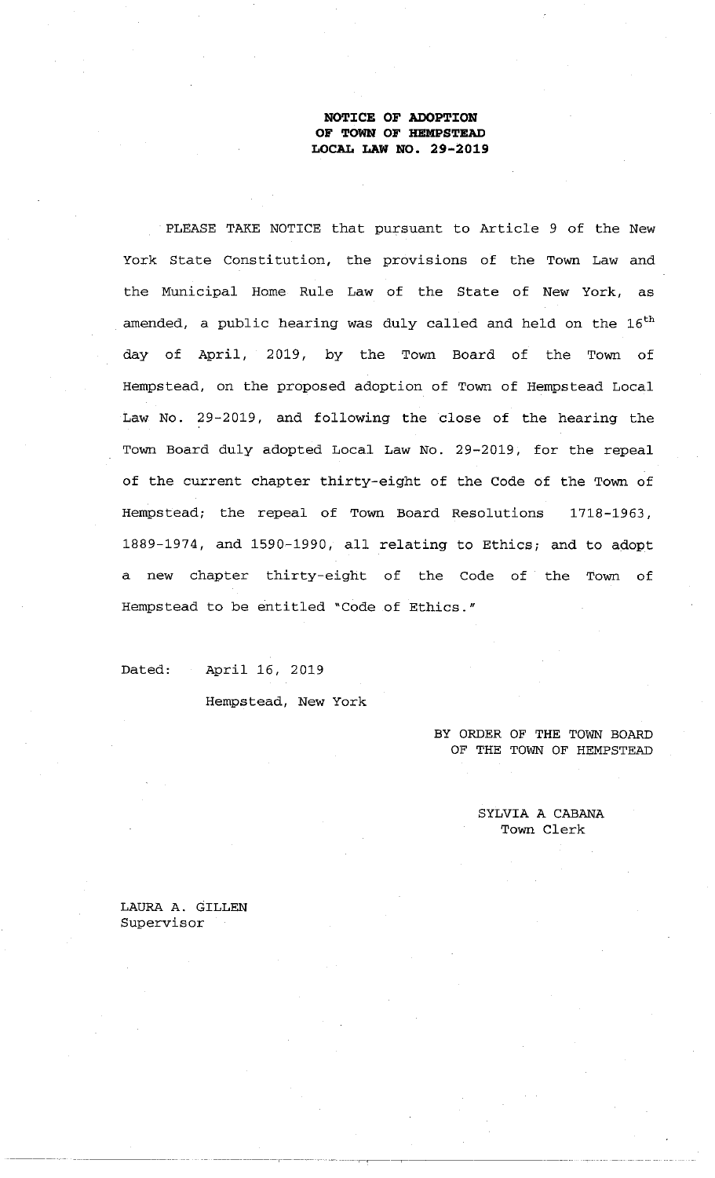**NOTICE OF ADOPTION**
**OF TOWN OF HEMPSTEAD**
**LOCAL LAW NO. 29-2019**

PLEASE TAKE NOTICE that pursuant to Article 9 of the New York State Constitution, the provisions of the Town Law and the Municipal Home Rule Law of the State of New York, as amended, a public hearing was duly called and held on the 16th day of April, 2019, by the Town Board of the Town of Hempstead, on the proposed adoption of Town of Hempstead Local Law No. 29-2019, and following the close of the hearing the Town Board duly adopted Local Law No. 29-2019, for the repeal of the current chapter thirty-eight of the Code of the Town of Hempstead; the repeal of Town Board Resolutions 1718-1963, 1889-1974, and 1590-1990, all relating to Ethics; and to adopt a new chapter thirty-eight of the Code of the Town of Hempstead to be entitled "Code of Ethics."

Dated: April 16, 2019

Hempstead, New York

BY ORDER OF THE TOWN BOARD
OF THE TOWN OF HEMPSTEAD

SYLVIA A CABANA
Town Clerk

LAURA A. GILLEN
Supervisor